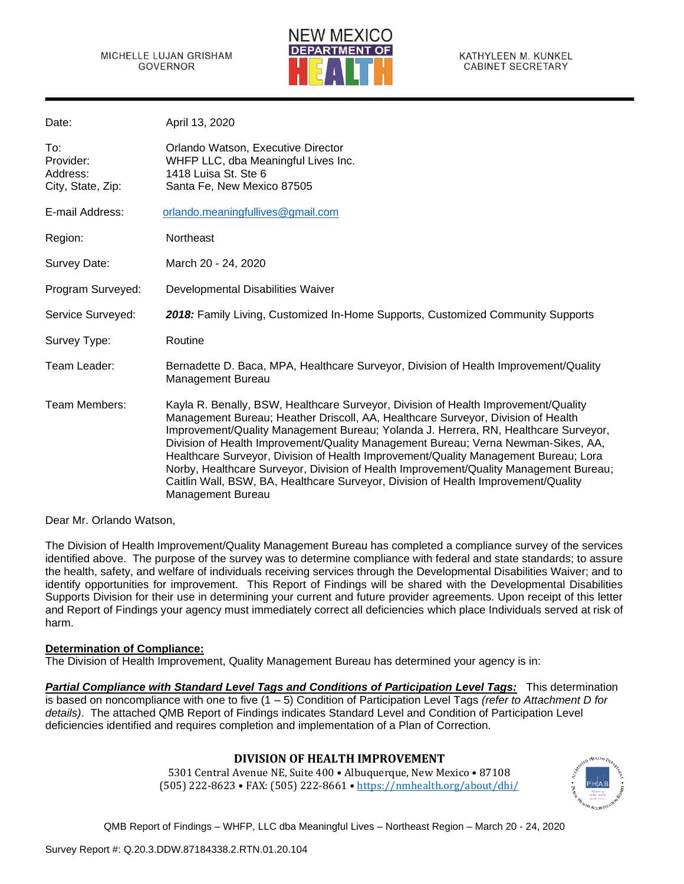MICHELLE LUJAN GRISHAM
GOVERNOR

NEW MEXICO DEPARTMENT OF HEALTH

KATHYLEEN M. KUNKEL
CABINET SECRETARY

| | |
|---|---|
| Date: | April 13, 2020 |
| To:<br>Provider:<br>Address:<br>City, State, Zip: | Orlando Watson, Executive Director<br>WHFP LLC, dba Meaningful Lives Inc.<br>1418 Luisa St. Ste 6<br>Santa Fe, New Mexico 87505 |
| E-mail Address: | orlando.meaningfullives@gmail.com |
| Region: | Northeast |
| Survey Date: | March 20 - 24, 2020 |
| Program Surveyed: | Developmental Disabilities Waiver |
| Service Surveyed: | ***2018:*** Family Living, Customized In-Home Supports, Customized Community Supports |
| Survey Type: | Routine |
| Team Leader: | Bernadette D. Baca, MPA, Healthcare Surveyor, Division of Health Improvement/Quality Management Bureau |
| Team Members: | Kayla R. Benally, BSW, Healthcare Surveyor, Division of Health Improvement/Quality Management Bureau; Heather Driscoll, AA, Healthcare Surveyor, Division of Health Improvement/Quality Management Bureau; Yolanda J. Herrera, RN, Healthcare Surveyor, Division of Health Improvement/Quality Management Bureau; Verna Newman-Sikes, AA, Healthcare Surveyor, Division of Health Improvement/Quality Management Bureau; Lora Norby, Healthcare Surveyor, Division of Health Improvement/Quality Management Bureau; Caitlin Wall, BSW, BA, Healthcare Surveyor, Division of Health Improvement/Quality Management Bureau |

Dear Mr. Orlando Watson,

The Division of Health Improvement/Quality Management Bureau has completed a compliance survey of the services identified above. The purpose of the survey was to determine compliance with federal and state standards; to assure the health, safety, and welfare of individuals receiving services through the Developmental Disabilities Waiver; and to identify opportunities for improvement. This Report of Findings will be shared with the Developmental Disabilities Supports Division for their use in determining your current and future provider agreements. Upon receipt of this letter and Report of Findings your agency must immediately correct all deficiencies which place Individuals served at risk of harm.

**<u>Determination of Compliance:</u>**
The Division of Health Improvement, Quality Management Bureau has determined your agency is in:

***<u>Partial Compliance with Standard Level Tags and Conditions of Participation Level Tags:</u>*** This determination is based on noncompliance with one to five (1 – 5) Condition of Participation Level Tags *(refer to Attachment D for details)*. The attached QMB Report of Findings indicates Standard Level and Condition of Participation Level deficiencies identified and requires completion and implementation of a Plan of Correction.

**DIVISION OF HEALTH IMPROVEMENT**
5301 Central Avenue NE, Suite 400 • Albuquerque, New Mexico • 87108
(505) 222-8623 • FAX: (505) 222-8661 • https://nmhealth.org/about/dhi/

QMB Report of Findings – WHFP, LLC dba Meaningful Lives – Northeast Region – March 20 - 24, 2020

Survey Report #: Q.20.3.DDW.87184338.2.RTN.01.20.104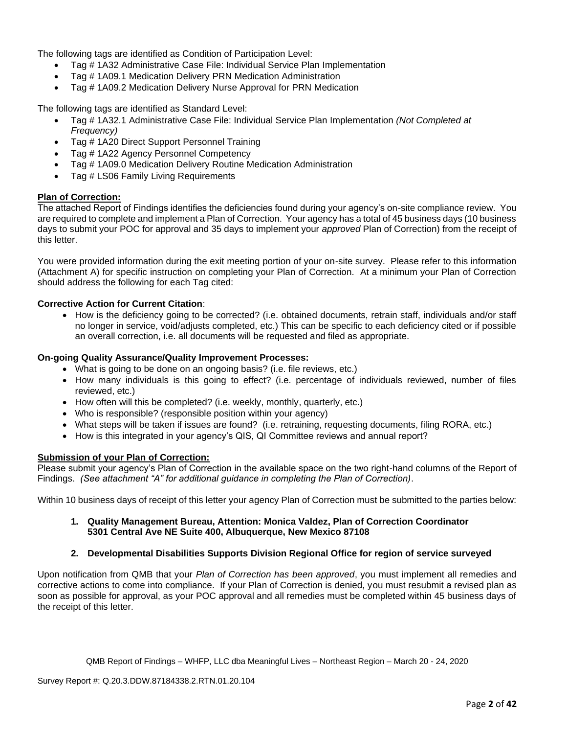The following tags are identified as Condition of Participation Level:

- Tag # 1A32 Administrative Case File: Individual Service Plan Implementation
- Tag # 1A09.1 Medication Delivery PRN Medication Administration
- Tag # 1A09.2 Medication Delivery Nurse Approval for PRN Medication

The following tags are identified as Standard Level:

- Tag # 1A32.1 Administrative Case File: Individual Service Plan Implementation *(Not Completed at Frequency)*
- Tag # 1A20 Direct Support Personnel Training
- Tag # 1A22 Agency Personnel Competency
- Tag # 1A09.0 Medication Delivery Routine Medication Administration
- Tag # LS06 Family Living Requirements

**Plan of Correction:**

The attached Report of Findings identifies the deficiencies found during your agency's on-site compliance review. You are required to complete and implement a Plan of Correction. Your agency has a total of 45 business days (10 business days to submit your POC for approval and 35 days to implement your *approved* Plan of Correction) from the receipt of this letter.

You were provided information during the exit meeting portion of your on-site survey. Please refer to this information (Attachment A) for specific instruction on completing your Plan of Correction. At a minimum your Plan of Correction should address the following for each Tag cited:

**Corrective Action for Current Citation**:

- How is the deficiency going to be corrected? (i.e. obtained documents, retrain staff, individuals and/or staff no longer in service, void/adjusts completed, etc.) This can be specific to each deficiency cited or if possible an overall correction, i.e. all documents will be requested and filed as appropriate.

**On-going Quality Assurance/Quality Improvement Processes:**

- What is going to be done on an ongoing basis? (i.e. file reviews, etc.)
- How many individuals is this going to effect? (i.e. percentage of individuals reviewed, number of files reviewed, etc.)
- How often will this be completed? (i.e. weekly, monthly, quarterly, etc.)
- Who is responsible? (responsible position within your agency)
- What steps will be taken if issues are found? (i.e. retraining, requesting documents, filing RORA, etc.)
- How is this integrated in your agency's QIS, QI Committee reviews and annual report?

**Submission of your Plan of Correction:**

Please submit your agency's Plan of Correction in the available space on the two right-hand columns of the Report of Findings. *(See attachment "A" for additional guidance in completing the Plan of Correction)*.

Within 10 business days of receipt of this letter your agency Plan of Correction must be submitted to the parties below:

1. **Quality Management Bureau, Attention: Monica Valdez, Plan of Correction Coordinator 5301 Central Ave NE Suite 400, Albuquerque, New Mexico 87108**

2. **Developmental Disabilities Supports Division Regional Office for region of service surveyed**

Upon notification from QMB that your *Plan of Correction has been approved*, you must implement all remedies and corrective actions to come into compliance. If your Plan of Correction is denied, you must resubmit a revised plan as soon as possible for approval, as your POC approval and all remedies must be completed within 45 business days of the receipt of this letter.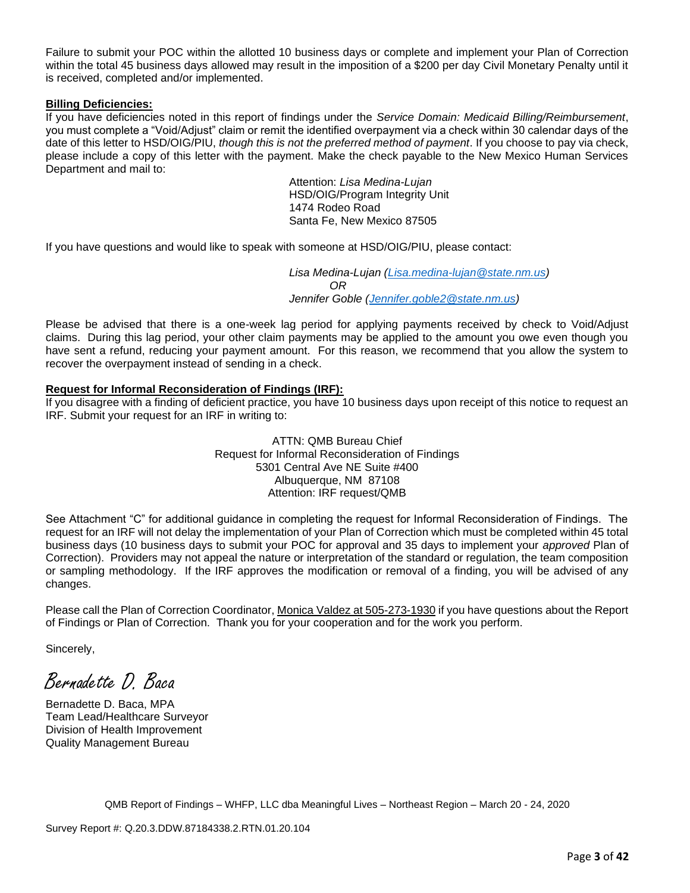Failure to submit your POC within the allotted 10 business days or complete and implement your Plan of Correction within the total 45 business days allowed may result in the imposition of a $200 per day Civil Monetary Penalty until it is received, completed and/or implemented.

**Billing Deficiencies:**

If you have deficiencies noted in this report of findings under the *Service Domain: Medicaid Billing/Reimbursement*, you must complete a "Void/Adjust" claim or remit the identified overpayment via a check within 30 calendar days of the date of this letter to HSD/OIG/PIU, *though this is not the preferred method of payment*. If you choose to pay via check, please include a copy of this letter with the payment. Make the check payable to the New Mexico Human Services Department and mail to:

Attention: *Lisa Medina-Lujan*
HSD/OIG/Program Integrity Unit
1474 Rodeo Road
Santa Fe, New Mexico 87505

If you have questions and would like to speak with someone at HSD/OIG/PIU, please contact:

*Lisa Medina-Lujan (Lisa.medina-lujan@state.nm.us)*
*OR*
*Jennifer Goble (Jennifer.goble2@state.nm.us)*

Please be advised that there is a one-week lag period for applying payments received by check to Void/Adjust claims. During this lag period, your other claim payments may be applied to the amount you owe even though you have sent a refund, reducing your payment amount. For this reason, we recommend that you allow the system to recover the overpayment instead of sending in a check.

**Request for Informal Reconsideration of Findings (IRF):**

If you disagree with a finding of deficient practice, you have 10 business days upon receipt of this notice to request an IRF. Submit your request for an IRF in writing to:

ATTN: QMB Bureau Chief
Request for Informal Reconsideration of Findings
5301 Central Ave NE Suite #400
Albuquerque, NM 87108
Attention: IRF request/QMB

See Attachment "C" for additional guidance in completing the request for Informal Reconsideration of Findings. The request for an IRF will not delay the implementation of your Plan of Correction which must be completed within 45 total business days (10 business days to submit your POC for approval and 35 days to implement your *approved* Plan of Correction). Providers may not appeal the nature or interpretation of the standard or regulation, the team composition or sampling methodology. If the IRF approves the modification or removal of a finding, you will be advised of any changes.

Please call the Plan of Correction Coordinator, Monica Valdez at 505-273-1930 if you have questions about the Report of Findings or Plan of Correction. Thank you for your cooperation and for the work you perform.

Sincerely,

*Bernadette D. Baca*

Bernadette D. Baca, MPA
Team Lead/Healthcare Surveyor
Division of Health Improvement
Quality Management Bureau

QMB Report of Findings – WHFP, LLC dba Meaningful Lives – Northeast Region – March 20 - 24, 2020

Survey Report #: Q.20.3.DDW.87184338.2.RTN.01.20.104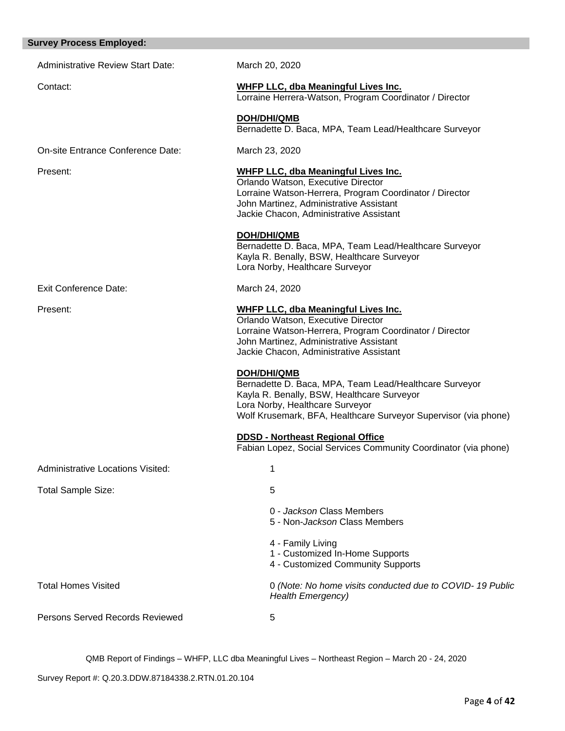## Survey Process Employed:

| | |
|---|---|
| Administrative Review Start Date: | March 20, 2020 |
| Contact: | **WHFP LLC, dba Meaningful Lives Inc.**<br>Lorraine Herrera-Watson, Program Coordinator / Director<br><br>**DOH/DHI/QMB**<br>Bernadette D. Baca, MPA, Team Lead/Healthcare Surveyor |
| On-site Entrance Conference Date: | March 23, 2020 |
| Present: | **WHFP LLC, dba Meaningful Lives Inc.**<br>Orlando Watson, Executive Director<br>Lorraine Watson-Herrera, Program Coordinator / Director<br>John Martinez, Administrative Assistant<br>Jackie Chacon, Administrative Assistant<br><br>**DOH/DHI/QMB**<br>Bernadette D. Baca, MPA, Team Lead/Healthcare Surveyor<br>Kayla R. Benally, BSW, Healthcare Surveyor<br>Lora Norby, Healthcare Surveyor |
| Exit Conference Date: | March 24, 2020 |
| Present: | **WHFP LLC, dba Meaningful Lives Inc.**<br>Orlando Watson, Executive Director<br>Lorraine Watson-Herrera, Program Coordinator / Director<br>John Martinez, Administrative Assistant<br>Jackie Chacon, Administrative Assistant<br><br>**DOH/DHI/QMB**<br>Bernadette D. Baca, MPA, Team Lead/Healthcare Surveyor<br>Kayla R. Benally, BSW, Healthcare Surveyor<br>Lora Norby, Healthcare Surveyor<br>Wolf Krusemark, BFA, Healthcare Surveyor Supervisor (via phone)<br><br>**DDSD - Northeast Regional Office**<br>Fabian Lopez, Social Services Community Coordinator (via phone) |
| Administrative Locations Visited: | 1 |
| Total Sample Size: | 5<br><br>0 - *Jackson* Class Members<br>5 - Non-*Jackson* Class Members<br><br>4 - Family Living<br>1 - Customized In-Home Supports<br>4 - Customized Community Supports |
| Total Homes Visited | 0 *(Note: No home visits conducted due to COVID- 19 Public Health Emergency)* |
| Persons Served Records Reviewed | 5 |

QMB Report of Findings – WHFP, LLC dba Meaningful Lives – Northeast Region – March 20 - 24, 2020

Survey Report #: Q.20.3.DDW.87184338.2.RTN.01.20.104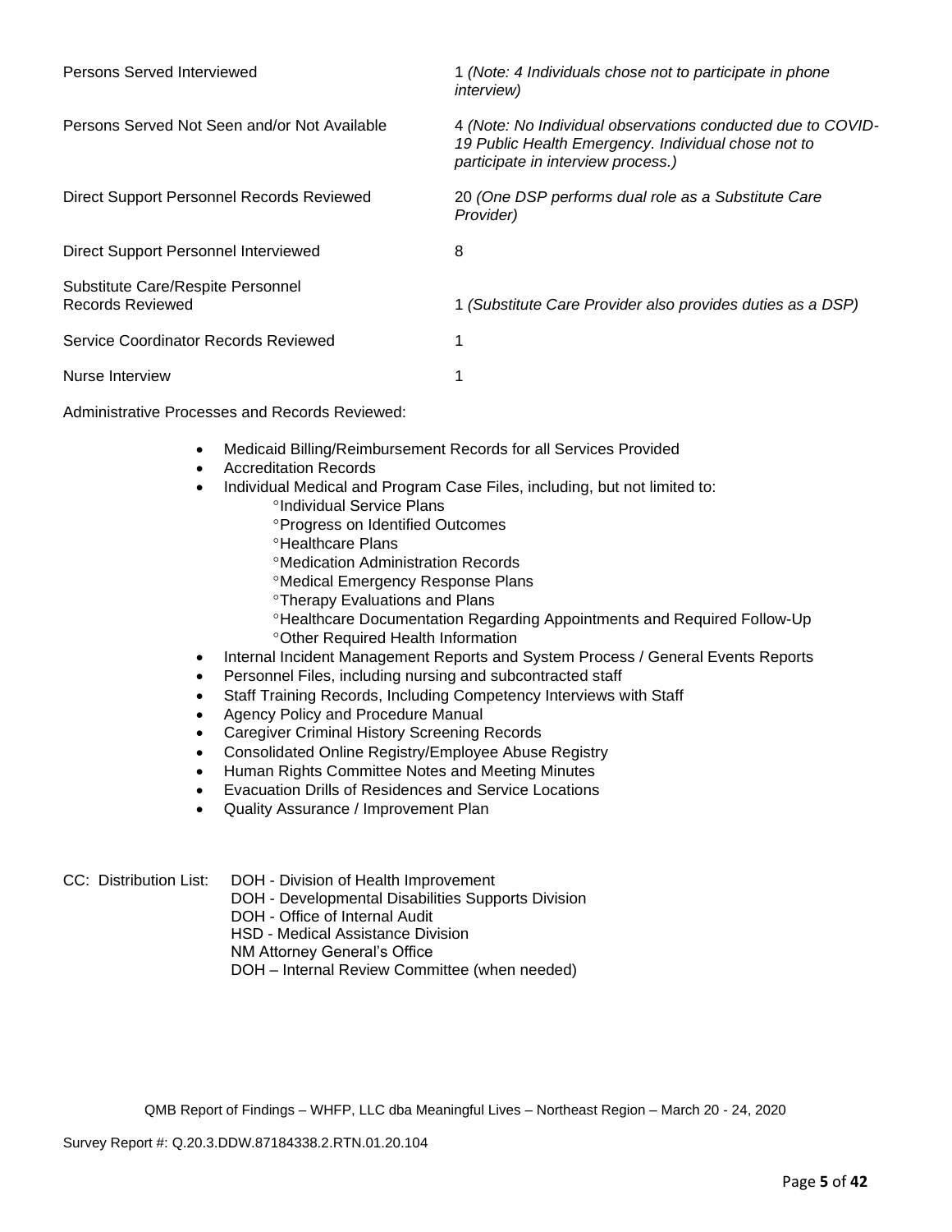| | |
|---|---|
| Persons Served Interviewed | 1 *(Note: 4 Individuals chose not to participate in phone interview)* |
| Persons Served Not Seen and/or Not Available | 4 *(Note: No Individual observations conducted due to COVID-19 Public Health Emergency. Individual chose not to participate in interview process.)* |
| Direct Support Personnel Records Reviewed | 20 *(One DSP performs dual role as a Substitute Care Provider)* |
| Direct Support Personnel Interviewed | 8 |
| Substitute Care/Respite Personnel Records Reviewed | 1 *(Substitute Care Provider also provides duties as a DSP)* |
| Service Coordinator Records Reviewed | 1 |
| Nurse Interview | 1 |

Administrative Processes and Records Reviewed:

- Medicaid Billing/Reimbursement Records for all Services Provided
- Accreditation Records
- Individual Medical and Program Case Files, including, but not limited to:
  - °Individual Service Plans
  - °Progress on Identified Outcomes
  - °Healthcare Plans
  - °Medication Administration Records
  - °Medical Emergency Response Plans
  - °Therapy Evaluations and Plans
  - °Healthcare Documentation Regarding Appointments and Required Follow-Up
  - °Other Required Health Information
- Internal Incident Management Reports and System Process / General Events Reports
- Personnel Files, including nursing and subcontracted staff
- Staff Training Records, Including Competency Interviews with Staff
- Agency Policy and Procedure Manual
- Caregiver Criminal History Screening Records
- Consolidated Online Registry/Employee Abuse Registry
- Human Rights Committee Notes and Meeting Minutes
- Evacuation Drills of Residences and Service Locations
- Quality Assurance / Improvement Plan

CC: Distribution List:
DOH - Division of Health Improvement
DOH - Developmental Disabilities Supports Division
DOH - Office of Internal Audit
HSD - Medical Assistance Division
NM Attorney General's Office
DOH – Internal Review Committee (when needed)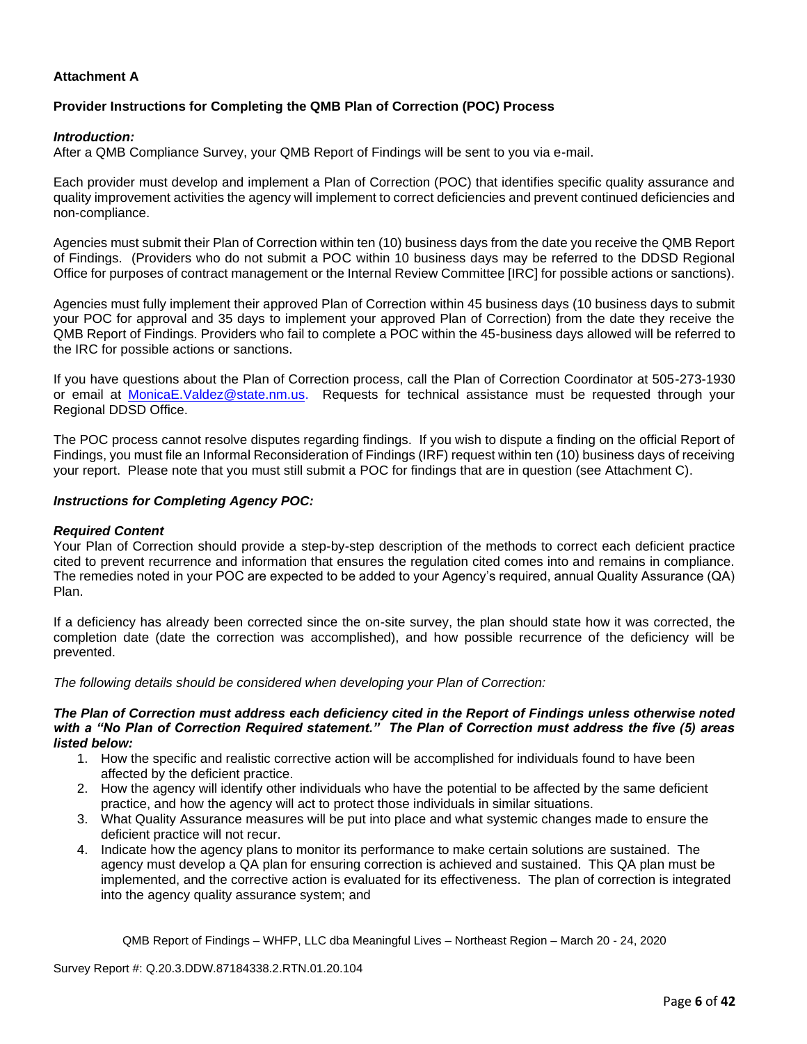**Attachment A**

**Provider Instructions for Completing the QMB Plan of Correction (POC) Process**

***Introduction:***
After a QMB Compliance Survey, your QMB Report of Findings will be sent to you via e-mail.

Each provider must develop and implement a Plan of Correction (POC) that identifies specific quality assurance and quality improvement activities the agency will implement to correct deficiencies and prevent continued deficiencies and non-compliance.

Agencies must submit their Plan of Correction within ten (10) business days from the date you receive the QMB Report of Findings. (Providers who do not submit a POC within 10 business days may be referred to the DDSD Regional Office for purposes of contract management or the Internal Review Committee [IRC] for possible actions or sanctions).

Agencies must fully implement their approved Plan of Correction within 45 business days (10 business days to submit your POC for approval and 35 days to implement your approved Plan of Correction) from the date they receive the QMB Report of Findings. Providers who fail to complete a POC within the 45-business days allowed will be referred to the IRC for possible actions or sanctions.

If you have questions about the Plan of Correction process, call the Plan of Correction Coordinator at 505-273-1930 or email at MonicaE.Valdez@state.nm.us. Requests for technical assistance must be requested through your Regional DDSD Office.

The POC process cannot resolve disputes regarding findings. If you wish to dispute a finding on the official Report of Findings, you must file an Informal Reconsideration of Findings (IRF) request within ten (10) business days of receiving your report. Please note that you must still submit a POC for findings that are in question (see Attachment C).

***Instructions for Completing Agency POC:***

***Required Content***
Your Plan of Correction should provide a step-by-step description of the methods to correct each deficient practice cited to prevent recurrence and information that ensures the regulation cited comes into and remains in compliance. The remedies noted in your POC are expected to be added to your Agency's required, annual Quality Assurance (QA) Plan.

If a deficiency has already been corrected since the on-site survey, the plan should state how it was corrected, the completion date (date the correction was accomplished), and how possible recurrence of the deficiency will be prevented.

*The following details should be considered when developing your Plan of Correction:*

***The Plan of Correction must address each deficiency cited in the Report of Findings unless otherwise noted with a "No Plan of Correction Required statement." The Plan of Correction must address the five (5) areas listed below:***

1. How the specific and realistic corrective action will be accomplished for individuals found to have been affected by the deficient practice.
2. How the agency will identify other individuals who have the potential to be affected by the same deficient practice, and how the agency will act to protect those individuals in similar situations.
3. What Quality Assurance measures will be put into place and what systemic changes made to ensure the deficient practice will not recur.
4. Indicate how the agency plans to monitor its performance to make certain solutions are sustained. The agency must develop a QA plan for ensuring correction is achieved and sustained. This QA plan must be implemented, and the corrective action is evaluated for its effectiveness. The plan of correction is integrated into the agency quality assurance system; and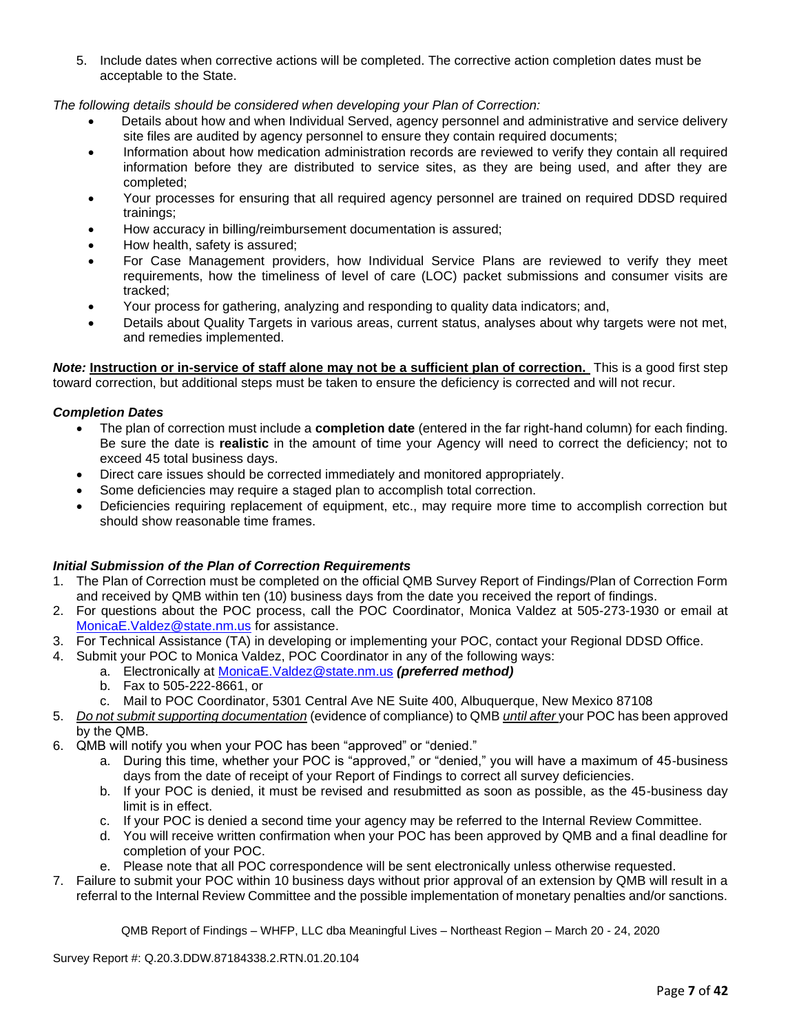5. Include dates when corrective actions will be completed. The corrective action completion dates must be acceptable to the State.

*The following details should be considered when developing your Plan of Correction:*

- Details about how and when Individual Served, agency personnel and administrative and service delivery site files are audited by agency personnel to ensure they contain required documents;
- Information about how medication administration records are reviewed to verify they contain all required information before they are distributed to service sites, as they are being used, and after they are completed;
- Your processes for ensuring that all required agency personnel are trained on required DDSD required trainings;
- How accuracy in billing/reimbursement documentation is assured;
- How health, safety is assured;
- For Case Management providers, how Individual Service Plans are reviewed to verify they meet requirements, how the timeliness of level of care (LOC) packet submissions and consumer visits are tracked;
- Your process for gathering, analyzing and responding to quality data indicators; and,
- Details about Quality Targets in various areas, current status, analyses about why targets were not met, and remedies implemented.

***Note:*** **Instruction or in-service of staff alone may not be a sufficient plan of correction.** This is a good first step toward correction, but additional steps must be taken to ensure the deficiency is corrected and will not recur.

***Completion Dates***

- The plan of correction must include a **completion date** (entered in the far right-hand column) for each finding. Be sure the date is **realistic** in the amount of time your Agency will need to correct the deficiency; not to exceed 45 total business days.
- Direct care issues should be corrected immediately and monitored appropriately.
- Some deficiencies may require a staged plan to accomplish total correction.
- Deficiencies requiring replacement of equipment, etc., may require more time to accomplish correction but should show reasonable time frames.

***Initial Submission of the Plan of Correction Requirements***

1. The Plan of Correction must be completed on the official QMB Survey Report of Findings/Plan of Correction Form and received by QMB within ten (10) business days from the date you received the report of findings.
2. For questions about the POC process, call the POC Coordinator, Monica Valdez at 505-273-1930 or email at MonicaE.Valdez@state.nm.us for assistance.
3. For Technical Assistance (TA) in developing or implementing your POC, contact your Regional DDSD Office.
4. Submit your POC to Monica Valdez, POC Coordinator in any of the following ways:
    a. Electronically at MonicaE.Valdez@state.nm.us ***(preferred method)***
    b. Fax to 505-222-8661, or
    c. Mail to POC Coordinator, 5301 Central Ave NE Suite 400, Albuquerque, New Mexico 87108
5. *Do not submit supporting documentation* (evidence of compliance) to QMB *until after* your POC has been approved by the QMB.
6. QMB will notify you when your POC has been "approved" or "denied."
    a. During this time, whether your POC is "approved," or "denied," you will have a maximum of 45-business days from the date of receipt of your Report of Findings to correct all survey deficiencies.
    b. If your POC is denied, it must be revised and resubmitted as soon as possible, as the 45-business day limit is in effect.
    c. If your POC is denied a second time your agency may be referred to the Internal Review Committee.
    d. You will receive written confirmation when your POC has been approved by QMB and a final deadline for completion of your POC.
    e. Please note that all POC correspondence will be sent electronically unless otherwise requested.
7. Failure to submit your POC within 10 business days without prior approval of an extension by QMB will result in a referral to the Internal Review Committee and the possible implementation of monetary penalties and/or sanctions.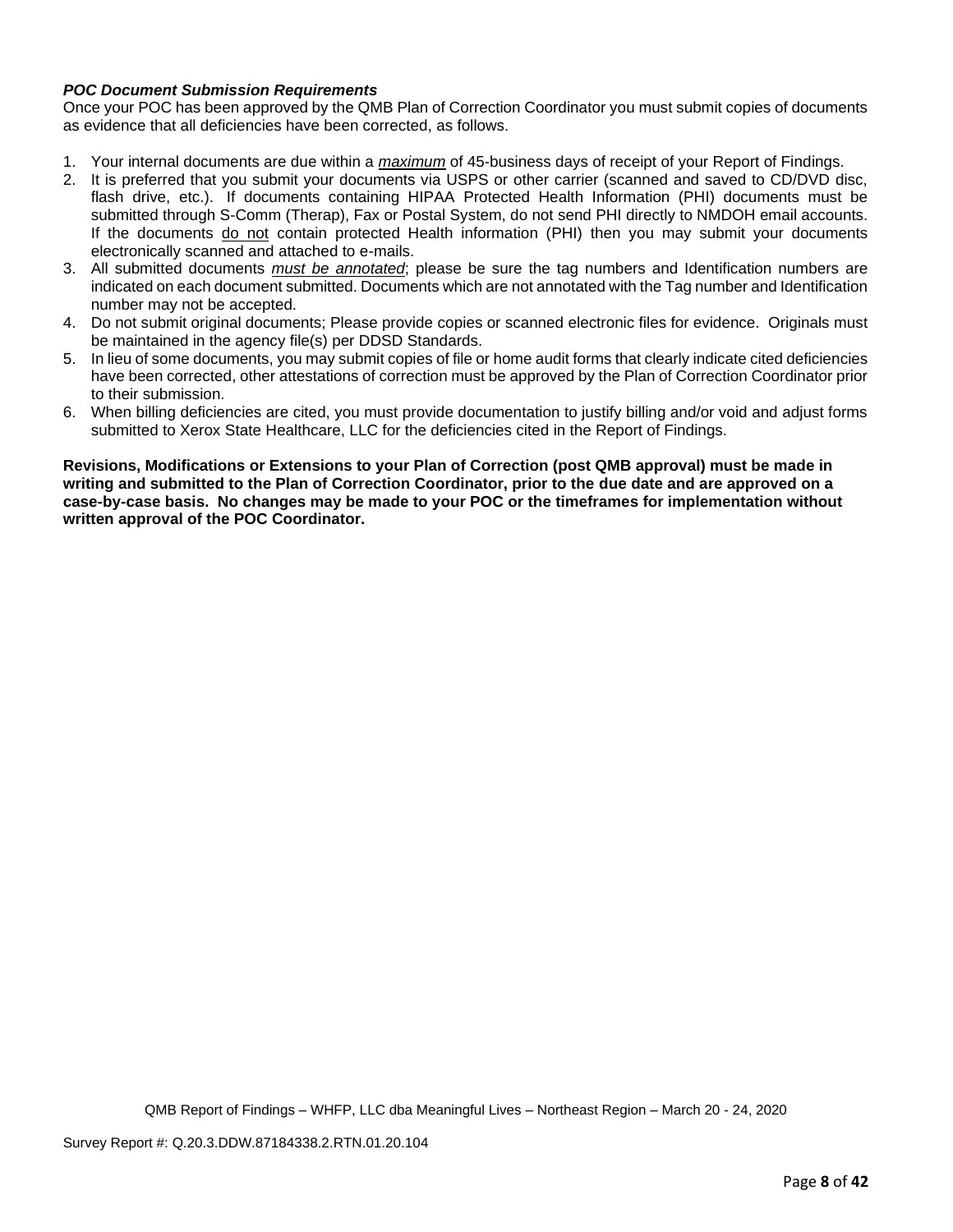***POC Document Submission Requirements***

Once your POC has been approved by the QMB Plan of Correction Coordinator you must submit copies of documents as evidence that all deficiencies have been corrected, as follows.

1. Your internal documents are due within a ***maximum*** of 45-business days of receipt of your Report of Findings.
2. It is preferred that you submit your documents via USPS or other carrier (scanned and saved to CD/DVD disc, flash drive, etc.). If documents containing HIPAA Protected Health Information (PHI) documents must be submitted through S-Comm (Therap), Fax or Postal System, do not send PHI directly to NMDOH email accounts. If the documents do not contain protected Health information (PHI) then you may submit your documents electronically scanned and attached to e-mails.
3. All submitted documents *must be annotated*; please be sure the tag numbers and Identification numbers are indicated on each document submitted. Documents which are not annotated with the Tag number and Identification number may not be accepted.
4. Do not submit original documents; Please provide copies or scanned electronic files for evidence. Originals must be maintained in the agency file(s) per DDSD Standards.
5. In lieu of some documents, you may submit copies of file or home audit forms that clearly indicate cited deficiencies have been corrected, other attestations of correction must be approved by the Plan of Correction Coordinator prior to their submission.
6. When billing deficiencies are cited, you must provide documentation to justify billing and/or void and adjust forms submitted to Xerox State Healthcare, LLC for the deficiencies cited in the Report of Findings.

**Revisions, Modifications or Extensions to your Plan of Correction (post QMB approval) must be made in writing and submitted to the Plan of Correction Coordinator, prior to the due date and are approved on a case-by-case basis. No changes may be made to your POC or the timeframes for implementation without written approval of the POC Coordinator.**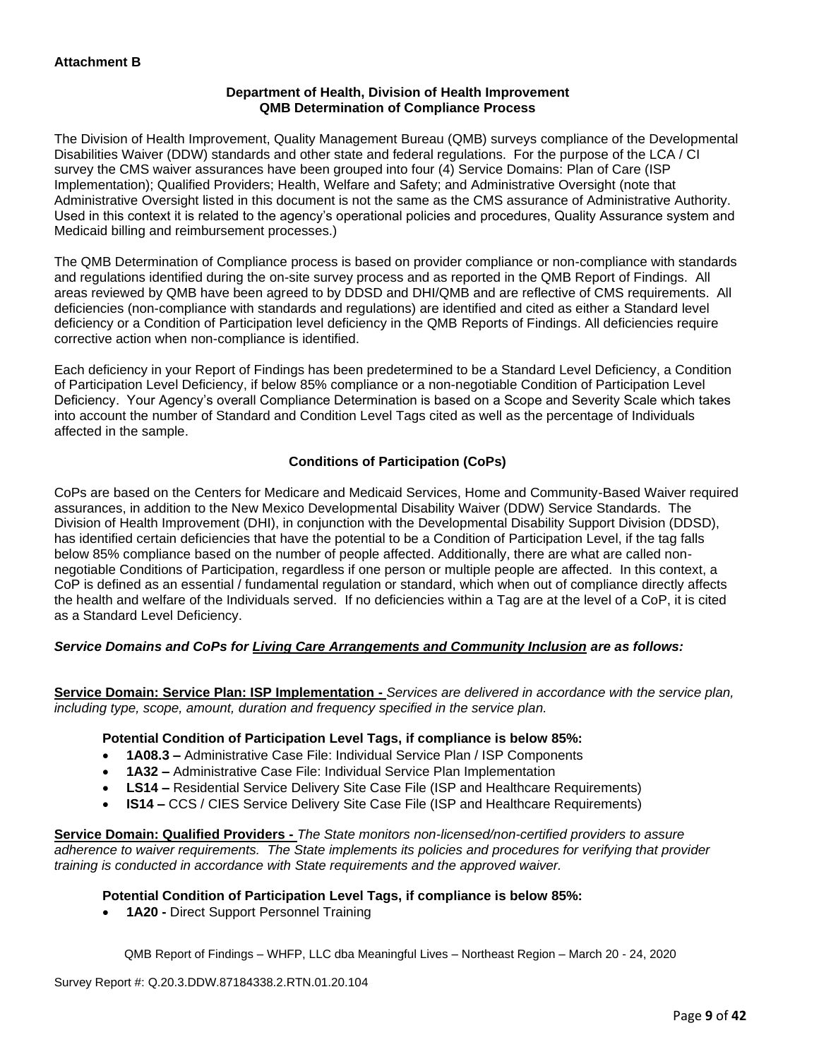**Attachment B**

**Department of Health, Division of Health Improvement**
**QMB Determination of Compliance Process**

The Division of Health Improvement, Quality Management Bureau (QMB) surveys compliance of the Developmental Disabilities Waiver (DDW) standards and other state and federal regulations. For the purpose of the LCA / CI survey the CMS waiver assurances have been grouped into four (4) Service Domains: Plan of Care (ISP Implementation); Qualified Providers; Health, Welfare and Safety; and Administrative Oversight (note that Administrative Oversight listed in this document is not the same as the CMS assurance of Administrative Authority. Used in this context it is related to the agency's operational policies and procedures, Quality Assurance system and Medicaid billing and reimbursement processes.)

The QMB Determination of Compliance process is based on provider compliance or non-compliance with standards and regulations identified during the on-site survey process and as reported in the QMB Report of Findings. All areas reviewed by QMB have been agreed to by DDSD and DHI/QMB and are reflective of CMS requirements. All deficiencies (non-compliance with standards and regulations) are identified and cited as either a Standard level deficiency or a Condition of Participation level deficiency in the QMB Reports of Findings. All deficiencies require corrective action when non-compliance is identified.

Each deficiency in your Report of Findings has been predetermined to be a Standard Level Deficiency, a Condition of Participation Level Deficiency, if below 85% compliance or a non-negotiable Condition of Participation Level Deficiency. Your Agency's overall Compliance Determination is based on a Scope and Severity Scale which takes into account the number of Standard and Condition Level Tags cited as well as the percentage of Individuals affected in the sample.

**Conditions of Participation (CoPs)**

CoPs are based on the Centers for Medicare and Medicaid Services, Home and Community-Based Waiver required assurances, in addition to the New Mexico Developmental Disability Waiver (DDW) Service Standards. The Division of Health Improvement (DHI), in conjunction with the Developmental Disability Support Division (DDSD), has identified certain deficiencies that have the potential to be a Condition of Participation Level, if the tag falls below 85% compliance based on the number of people affected. Additionally, there are what are called non-negotiable Conditions of Participation, regardless if one person or multiple people are affected. In this context, a CoP is defined as an essential / fundamental regulation or standard, which when out of compliance directly affects the health and welfare of the Individuals served. If no deficiencies within a Tag are at the level of a CoP, it is cited as a Standard Level Deficiency.

***Service Domains and CoPs for Living Care Arrangements and Community Inclusion are as follows:***

**Service Domain: Service Plan: ISP Implementation -** *Services are delivered in accordance with the service plan, including type, scope, amount, duration and frequency specified in the service plan.*

**Potential Condition of Participation Level Tags, if compliance is below 85%:**

- **1A08.3 –** Administrative Case File: Individual Service Plan / ISP Components
- **1A32 –** Administrative Case File: Individual Service Plan Implementation
- **LS14 –** Residential Service Delivery Site Case File (ISP and Healthcare Requirements)
- **IS14 –** CCS / CIES Service Delivery Site Case File (ISP and Healthcare Requirements)

**Service Domain: Qualified Providers -** *The State monitors non-licensed/non-certified providers to assure adherence to waiver requirements. The State implements its policies and procedures for verifying that provider training is conducted in accordance with State requirements and the approved waiver.*

**Potential Condition of Participation Level Tags, if compliance is below 85%:**

- **1A20 -** Direct Support Personnel Training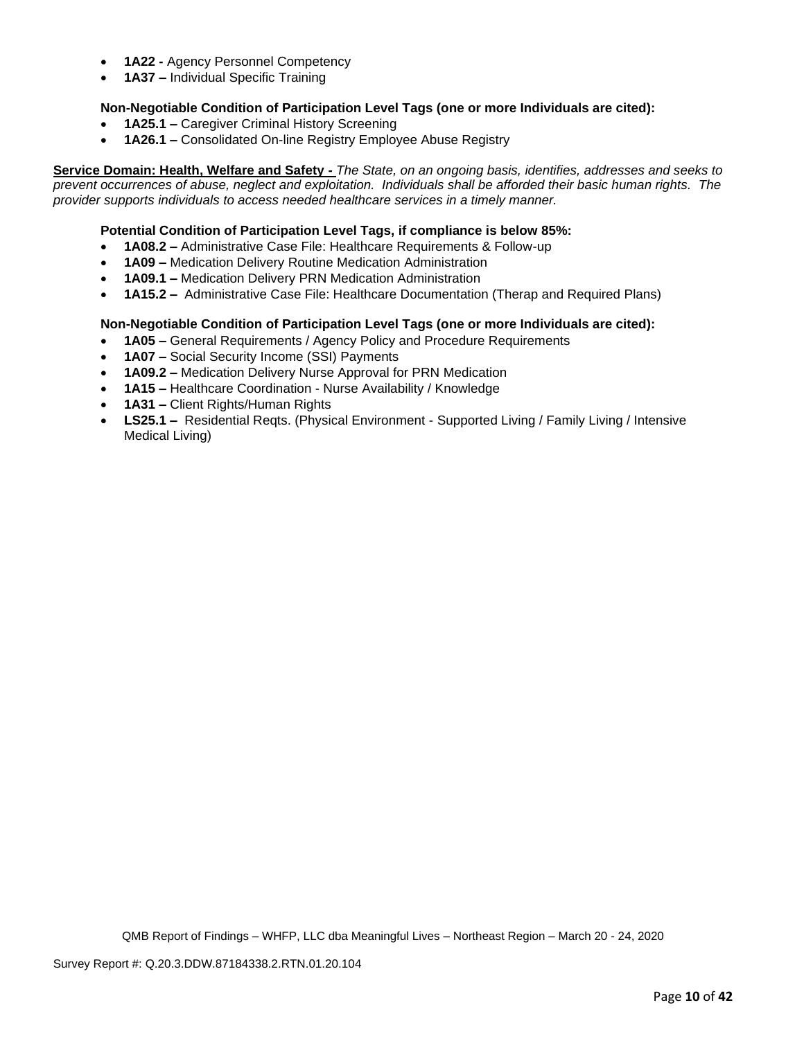- **1A22 -** Agency Personnel Competency
- **1A37 –** Individual Specific Training

**Non-Negotiable Condition of Participation Level Tags (one or more Individuals are cited):**

- **1A25.1 –** Caregiver Criminal History Screening
- **1A26.1 –** Consolidated On-line Registry Employee Abuse Registry

**Service Domain: Health, Welfare and Safety -** *The State, on an ongoing basis, identifies, addresses and seeks to prevent occurrences of abuse, neglect and exploitation. Individuals shall be afforded their basic human rights. The provider supports individuals to access needed healthcare services in a timely manner.*

**Potential Condition of Participation Level Tags, if compliance is below 85%:**

- **1A08.2 –** Administrative Case File: Healthcare Requirements & Follow-up
- **1A09 –** Medication Delivery Routine Medication Administration
- **1A09.1 –** Medication Delivery PRN Medication Administration
- **1A15.2 –** Administrative Case File: Healthcare Documentation (Therap and Required Plans)

**Non-Negotiable Condition of Participation Level Tags (one or more Individuals are cited):**

- **1A05 –** General Requirements / Agency Policy and Procedure Requirements
- **1A07 –** Social Security Income (SSI) Payments
- **1A09.2 –** Medication Delivery Nurse Approval for PRN Medication
- **1A15 –** Healthcare Coordination - Nurse Availability / Knowledge
- **1A31 –** Client Rights/Human Rights
- **LS25.1 –** Residential Reqts. (Physical Environment - Supported Living / Family Living / Intensive Medical Living)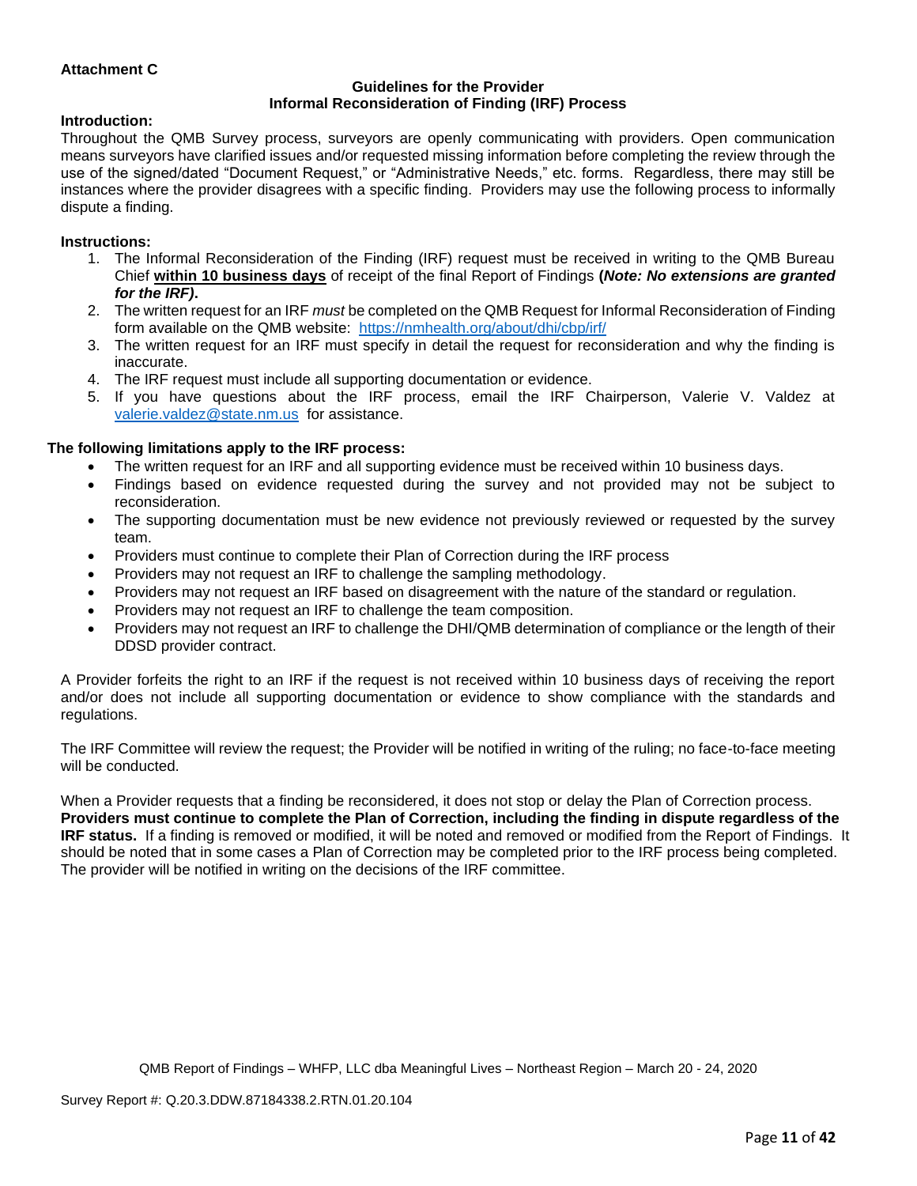**Attachment C**

**Guidelines for the Provider**
**Informal Reconsideration of Finding (IRF) Process**

**Introduction:**

Throughout the QMB Survey process, surveyors are openly communicating with providers. Open communication means surveyors have clarified issues and/or requested missing information before completing the review through the use of the signed/dated "Document Request," or "Administrative Needs," etc. forms. Regardless, there may still be instances where the provider disagrees with a specific finding. Providers may use the following process to informally dispute a finding.

**Instructions:**

1. The Informal Reconsideration of the Finding (IRF) request must be received in writing to the QMB Bureau Chief **within 10 business days** of receipt of the final Report of Findings **(*Note: No extensions are granted for the IRF)*.**
2. The written request for an IRF *must* be completed on the QMB Request for Informal Reconsideration of Finding form available on the QMB website: https://nmhealth.org/about/dhi/cbp/irf/
3. The written request for an IRF must specify in detail the request for reconsideration and why the finding is inaccurate.
4. The IRF request must include all supporting documentation or evidence.
5. If you have questions about the IRF process, email the IRF Chairperson, Valerie V. Valdez at valerie.valdez@state.nm.us for assistance.

**The following limitations apply to the IRF process:**

- The written request for an IRF and all supporting evidence must be received within 10 business days.
- Findings based on evidence requested during the survey and not provided may not be subject to reconsideration.
- The supporting documentation must be new evidence not previously reviewed or requested by the survey team.
- Providers must continue to complete their Plan of Correction during the IRF process
- Providers may not request an IRF to challenge the sampling methodology.
- Providers may not request an IRF based on disagreement with the nature of the standard or regulation.
- Providers may not request an IRF to challenge the team composition.
- Providers may not request an IRF to challenge the DHI/QMB determination of compliance or the length of their DDSD provider contract.

A Provider forfeits the right to an IRF if the request is not received within 10 business days of receiving the report and/or does not include all supporting documentation or evidence to show compliance with the standards and regulations.

The IRF Committee will review the request; the Provider will be notified in writing of the ruling; no face-to-face meeting will be conducted.

When a Provider requests that a finding be reconsidered, it does not stop or delay the Plan of Correction process. **Providers must continue to complete the Plan of Correction, including the finding in dispute regardless of the IRF status.** If a finding is removed or modified, it will be noted and removed or modified from the Report of Findings. It should be noted that in some cases a Plan of Correction may be completed prior to the IRF process being completed. The provider will be notified in writing on the decisions of the IRF committee.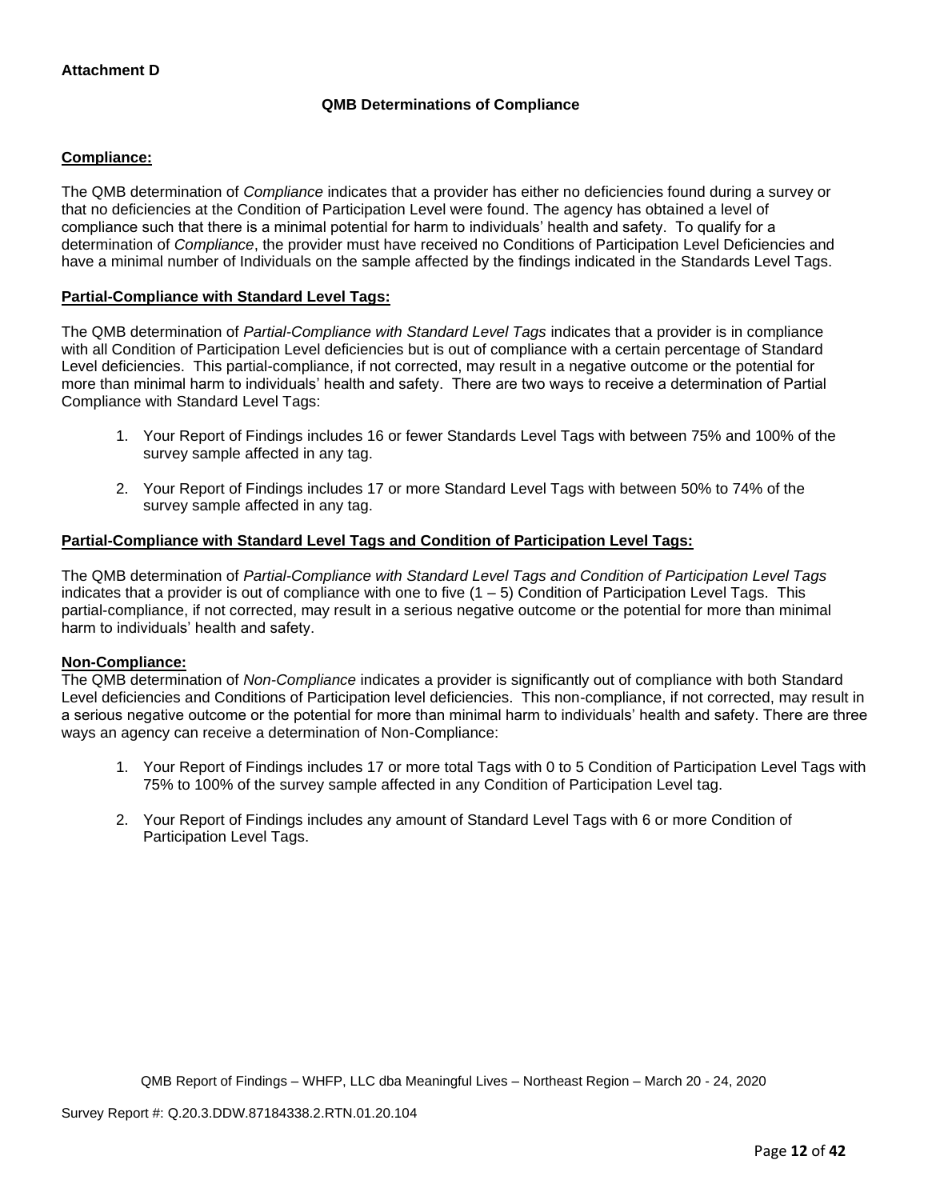**Attachment D**

**QMB Determinations of Compliance**

**Compliance:**

The QMB determination of *Compliance* indicates that a provider has either no deficiencies found during a survey or that no deficiencies at the Condition of Participation Level were found. The agency has obtained a level of compliance such that there is a minimal potential for harm to individuals' health and safety. To qualify for a determination of *Compliance*, the provider must have received no Conditions of Participation Level Deficiencies and have a minimal number of Individuals on the sample affected by the findings indicated in the Standards Level Tags.

**Partial-Compliance with Standard Level Tags:**

The QMB determination of *Partial-Compliance with Standard Level Tags* indicates that a provider is in compliance with all Condition of Participation Level deficiencies but is out of compliance with a certain percentage of Standard Level deficiencies. This partial-compliance, if not corrected, may result in a negative outcome or the potential for more than minimal harm to individuals' health and safety. There are two ways to receive a determination of Partial Compliance with Standard Level Tags:

1. Your Report of Findings includes 16 or fewer Standards Level Tags with between 75% and 100% of the survey sample affected in any tag.

2. Your Report of Findings includes 17 or more Standard Level Tags with between 50% to 74% of the survey sample affected in any tag.

**Partial-Compliance with Standard Level Tags and Condition of Participation Level Tags:**

The QMB determination of *Partial-Compliance with Standard Level Tags and Condition of Participation Level Tags* indicates that a provider is out of compliance with one to five (1 – 5) Condition of Participation Level Tags. This partial-compliance, if not corrected, may result in a serious negative outcome or the potential for more than minimal harm to individuals' health and safety.

**Non-Compliance:**

The QMB determination of *Non-Compliance* indicates a provider is significantly out of compliance with both Standard Level deficiencies and Conditions of Participation level deficiencies. This non-compliance, if not corrected, may result in a serious negative outcome or the potential for more than minimal harm to individuals' health and safety. There are three ways an agency can receive a determination of Non-Compliance:

1. Your Report of Findings includes 17 or more total Tags with 0 to 5 Condition of Participation Level Tags with 75% to 100% of the survey sample affected in any Condition of Participation Level tag.

2. Your Report of Findings includes any amount of Standard Level Tags with 6 or more Condition of Participation Level Tags.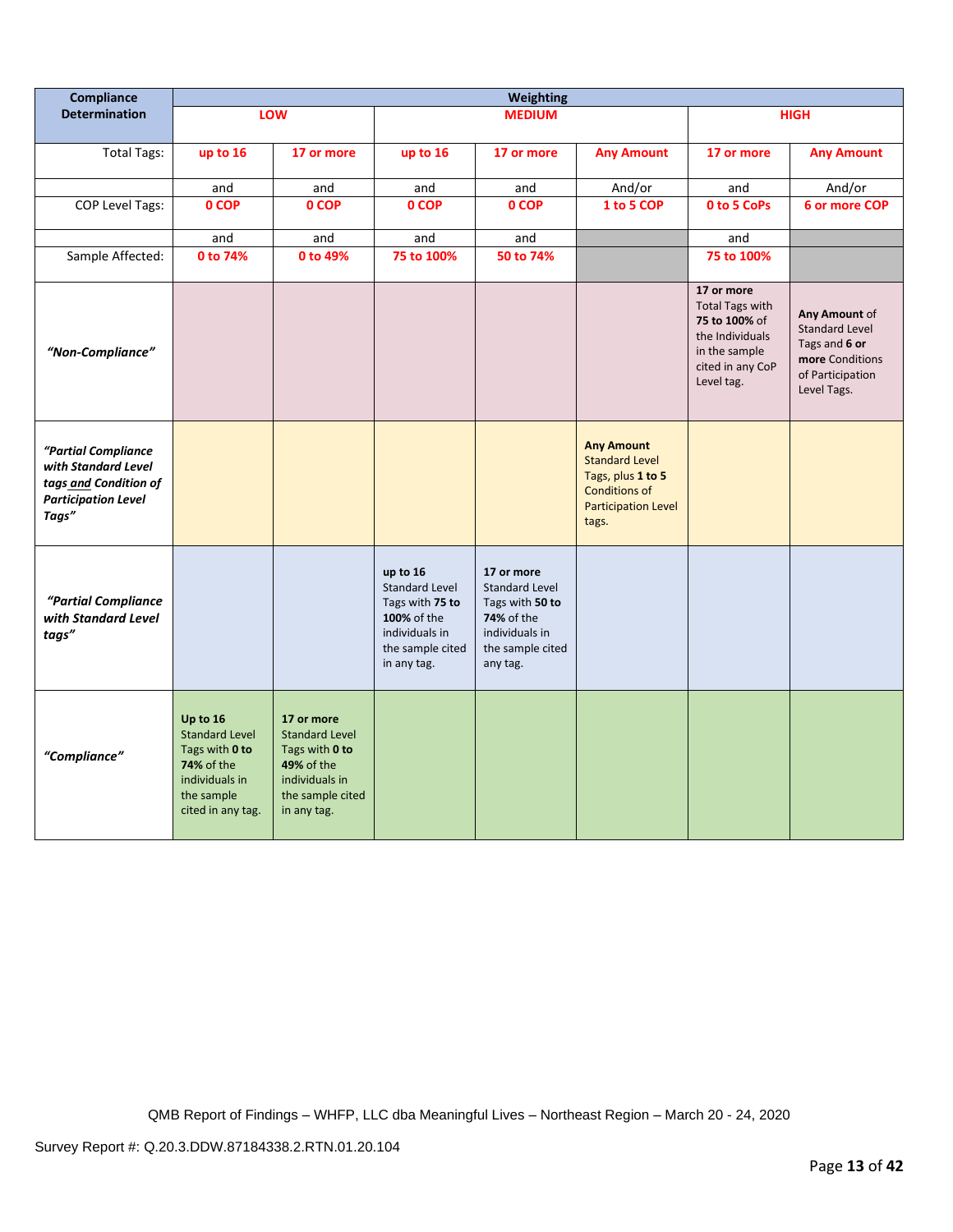| Compliance Determination | Weighting | | | | | | |
|---|---|---|---|---|---|---|---|
| | LOW | | MEDIUM | | | HIGH | |
| Total Tags: | up to 16 | 17 or more | up to 16 | 17 or more | Any Amount | 17 or more | Any Amount |
| | and | and | and | and | And/or | and | And/or |
| COP Level Tags: | 0 COP | 0 COP | 0 COP | 0 COP | 1 to 5 COP | 0 to 5 CoPs | 6 or more COP |
| | and | and | and | and | | and | |
| Sample Affected: | 0 to 74% | 0 to 49% | 75 to 100% | 50 to 74% | | 75 to 100% | |
| *"Non-Compliance"* | | | | | | **17 or more** Total Tags with **75 to 100%** of the Individuals in the sample cited in any CoP Level tag. | **Any Amount** of Standard Level Tags and **6 or more** Conditions of Participation Level Tags. |
| ***"Partial Compliance with Standard Level tags and Condition of Participation Level Tags"*** | | | | | **Any Amount** Standard Level Tags, plus **1 to 5** Conditions of Participation Level tags. | | |
| ***"Partial Compliance with Standard Level tags"*** | | | **up to 16** Standard Level Tags with **75 to 100%** of the individuals in the sample cited in any tag. | **17 or more** Standard Level Tags with **50 to 74%** of the individuals in the sample cited any tag. | | | |
| ***"Compliance"*** | **Up to 16** Standard Level Tags with **0 to 74%** of the individuals in the sample cited in any tag. | **17 or more** Standard Level Tags with **0 to 49%** of the individuals in the sample cited in any tag. | | | | | |

QMB Report of Findings – WHFP, LLC dba Meaningful Lives – Northeast Region – March 20 - 24, 2020

Survey Report #: Q.20.3.DDW.87184338.2.RTN.01.20.104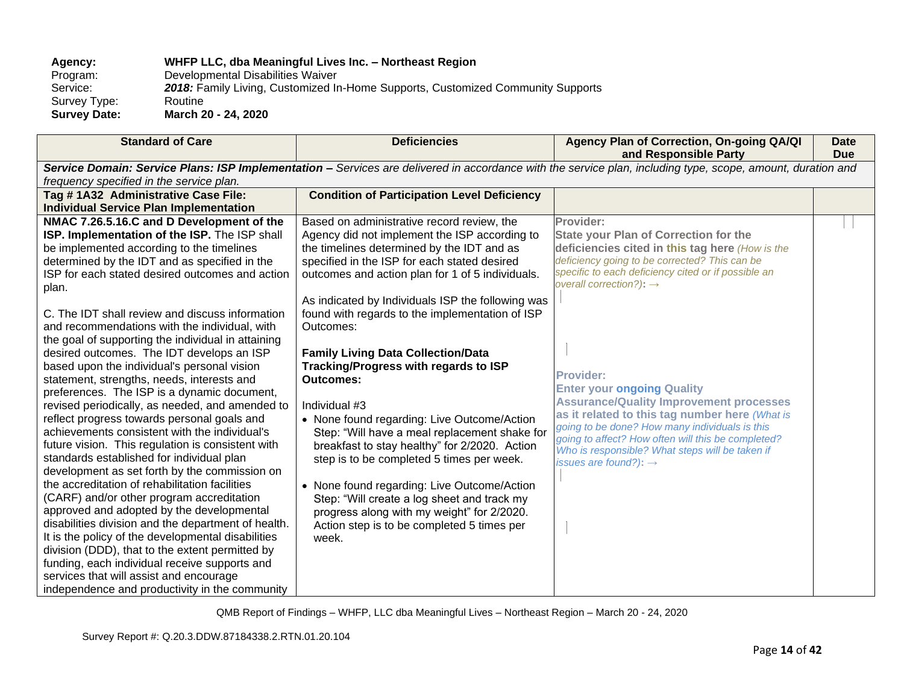**Agency:** **WHFP LLC, dba Meaningful Lives Inc. – Northeast Region**
Program: Developmental Disabilities Waiver
Service: ***2018:*** Family Living, Customized In-Home Supports, Customized Community Supports
Survey Type: Routine
**Survey Date:** **March 20 - 24, 2020**

| Standard of Care | Deficiencies | Agency Plan of Correction, On-going QA/QI and Responsible Party | Date Due |
|---|---|---|---|
| ***Service Domain: Service Plans: ISP Implementation –*** *Services are delivered in accordance with the service plan, including type, scope, amount, duration and frequency specified in the service plan.* | | | |
| **Tag # 1A32 Administrative Case File: Individual Service Plan Implementation** | **Condition of Participation Level Deficiency** | | |
| **NMAC 7.26.5.16.C and D Development of the ISP. Implementation of the ISP.** The ISP shall be implemented according to the timelines determined by the IDT and as specified in the ISP for each stated desired outcomes and action plan.<br><br>C. The IDT shall review and discuss information and recommendations with the individual, with the goal of supporting the individual in attaining desired outcomes. The IDT develops an ISP based upon the individual's personal vision statement, strengths, needs, interests and preferences. The ISP is a dynamic document, revised periodically, as needed, and amended to reflect progress towards personal goals and achievements consistent with the individual's future vision. This regulation is consistent with standards established for individual plan development as set forth by the commission on the accreditation of rehabilitation facilities (CARF) and/or other program accreditation approved and adopted by the developmental disabilities division and the department of health. It is the policy of the developmental disabilities division (DDD), that to the extent permitted by funding, each individual receive supports and services that will assist and encourage independence and productivity in the community | Based on administrative record review, the Agency did not implement the ISP according to the timelines determined by the IDT and as specified in the ISP for each stated desired outcomes and action plan for 1 of 5 individuals.<br><br>As indicated by Individuals ISP the following was found with regards to the implementation of ISP Outcomes:<br><br>**Family Living Data Collection/Data Tracking/Progress with regards to ISP Outcomes:**<br><br>Individual #3<br>• None found regarding: Live Outcome/Action Step: "Will have a meal replacement shake for breakfast to stay healthy" for 2/2020. Action step is to be completed 5 times per week.<br><br>• None found regarding: Live Outcome/Action Step: "Will create a log sheet and track my progress along with my weight" for 2/2020. Action step is to be completed 5 times per week. | **Provider:**<br>**State your Plan of Correction for the deficiencies cited in this tag here** *(How is the deficiency going to be corrected? This can be specific to each deficiency cited or if possible an overall correction?):* →<br><br>**Provider:**<br>**Enter your ongoing Quality Assurance/Quality Improvement processes as it related to this tag number here** *(What is going to be done? How many individuals is this going to affect? How often will this be completed? Who is responsible? What steps will be taken if issues are found?):* → | |

QMB Report of Findings – WHFP, LLC dba Meaningful Lives – Northeast Region – March 20 - 24, 2020

Survey Report #: Q.20.3.DDW.87184338.2.RTN.01.20.104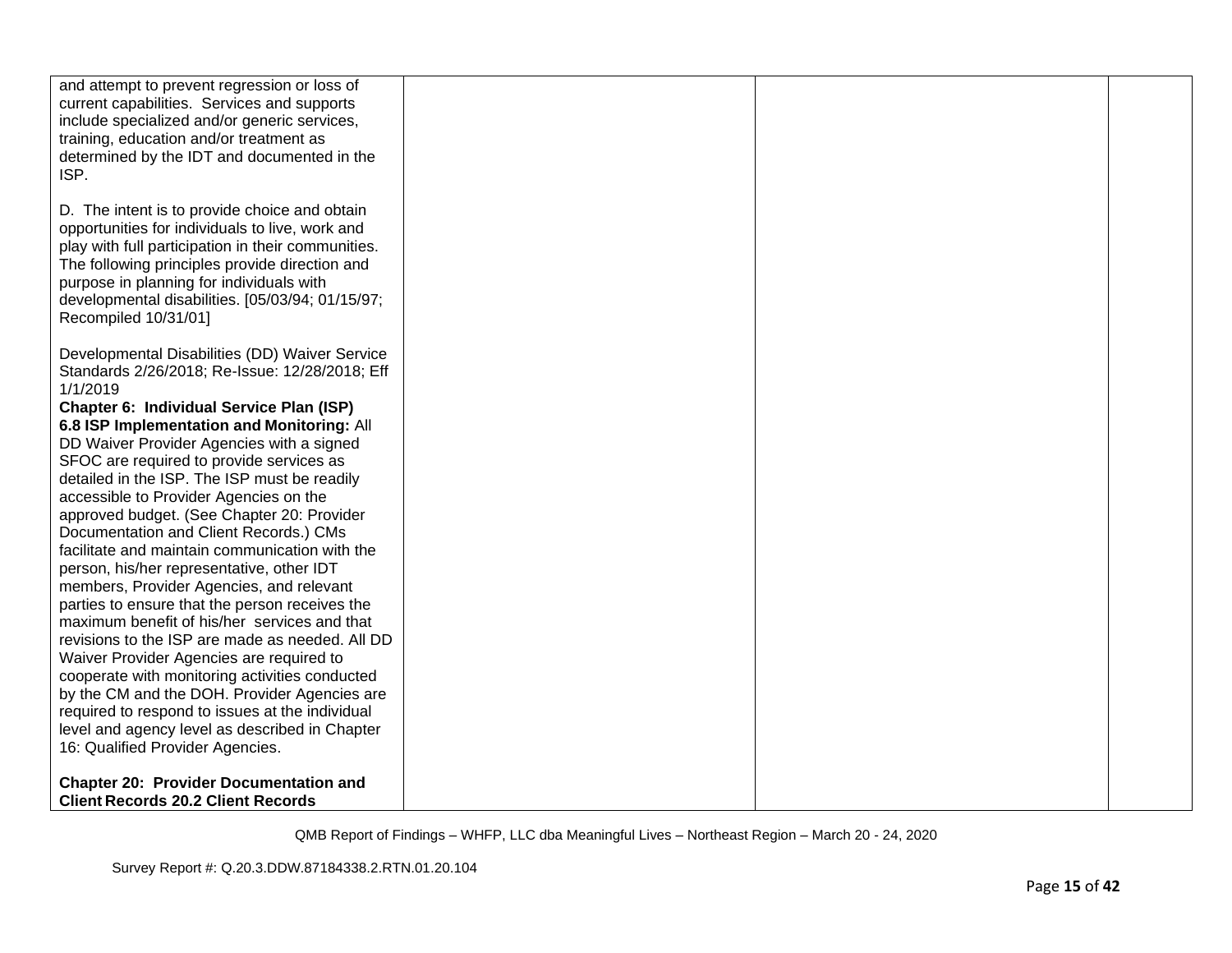| | | | |
|---|---|---|---|
| and attempt to prevent regression or loss of current capabilities. Services and supports include specialized and/or generic services, training, education and/or treatment as determined by the IDT and documented in the ISP.<br><br>D. The intent is to provide choice and obtain opportunities for individuals to live, work and play with full participation in their communities. The following principles provide direction and purpose in planning for individuals with developmental disabilities. [05/03/94; 01/15/97; Recompiled 10/31/01]<br><br>Developmental Disabilities (DD) Waiver Service Standards 2/26/2018; Re-Issue: 12/28/2018; Eff 1/1/2019<br>**Chapter 6: Individual Service Plan (ISP)**<br>**6.8 ISP Implementation and Monitoring:** All DD Waiver Provider Agencies with a signed SFOC are required to provide services as detailed in the ISP. The ISP must be readily accessible to Provider Agencies on the approved budget. (See Chapter 20: Provider Documentation and Client Records.) CMs facilitate and maintain communication with the person, his/her representative, other IDT members, Provider Agencies, and relevant parties to ensure that the person receives the maximum benefit of his/her services and that revisions to the ISP are made as needed. All DD Waiver Provider Agencies are required to cooperate with monitoring activities conducted by the CM and the DOH. Provider Agencies are required to respond to issues at the individual level and agency level as described in Chapter 16: Qualified Provider Agencies.<br><br>**Chapter 20: Provider Documentation and Client Records 20.2 Client Records** | | | |

QMB Report of Findings – WHFP, LLC dba Meaningful Lives – Northeast Region – March 20 - 24, 2020

Survey Report #: Q.20.3.DDW.87184338.2.RTN.01.20.104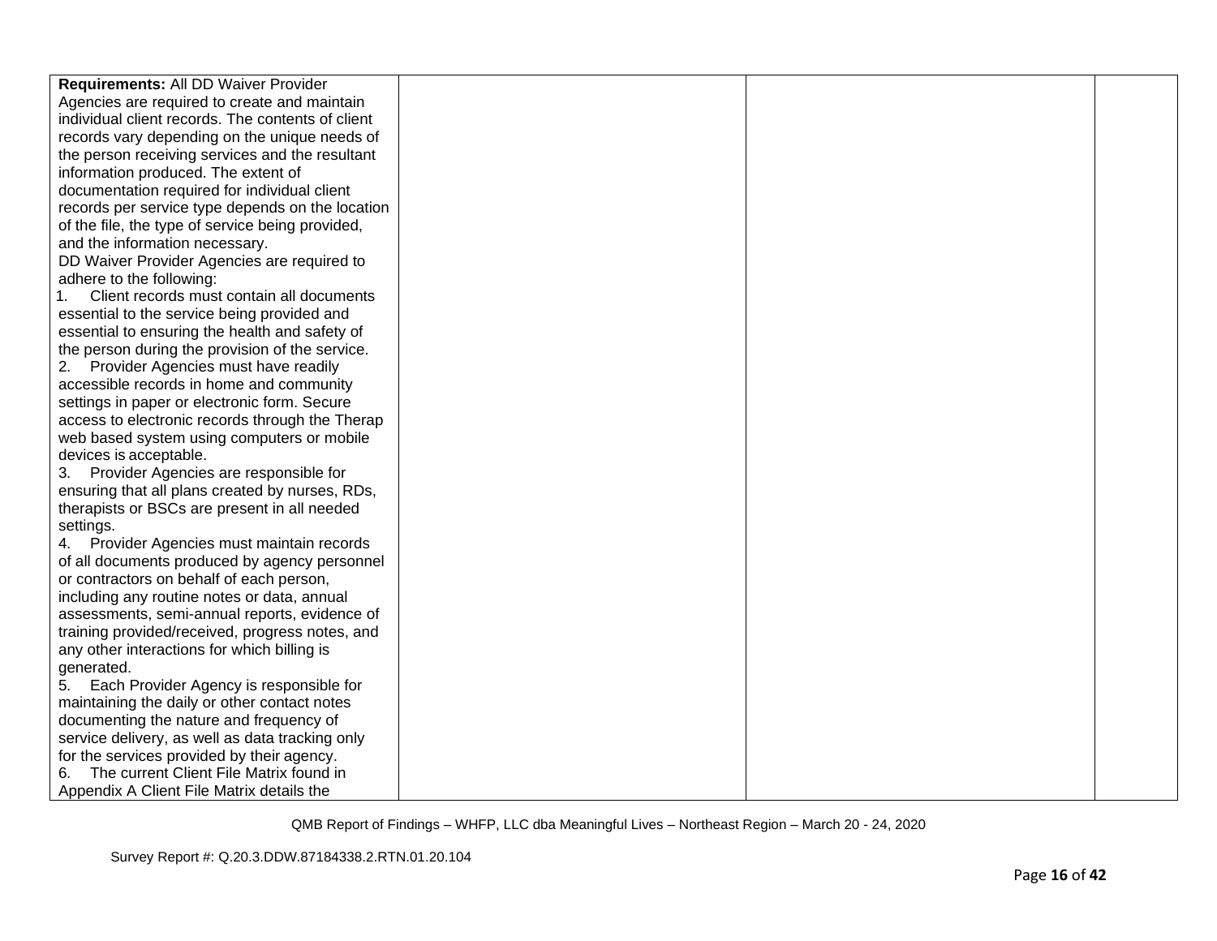| | | | |
|---|---|---|---|
| **Requirements:** All DD Waiver Provider Agencies are required to create and maintain individual client records. The contents of client records vary depending on the unique needs of the person receiving services and the resultant information produced. The extent of documentation required for individual client records per service type depends on the location of the file, the type of service being provided, and the information necessary.<br>DD Waiver Provider Agencies are required to adhere to the following:<br>1. Client records must contain all documents essential to the service being provided and essential to ensuring the health and safety of the person during the provision of the service.<br>2. Provider Agencies must have readily accessible records in home and community settings in paper or electronic form. Secure access to electronic records through the Therap web based system using computers or mobile devices is acceptable.<br>3. Provider Agencies are responsible for ensuring that all plans created by nurses, RDs, therapists or BSCs are present in all needed settings.<br>4. Provider Agencies must maintain records of all documents produced by agency personnel or contractors on behalf of each person, including any routine notes or data, annual assessments, semi-annual reports, evidence of training provided/received, progress notes, and any other interactions for which billing is generated.<br>5. Each Provider Agency is responsible for maintaining the daily or other contact notes documenting the nature and frequency of service delivery, as well as data tracking only for the services provided by their agency.<br>6. The current Client File Matrix found in Appendix A Client File Matrix details the | | | |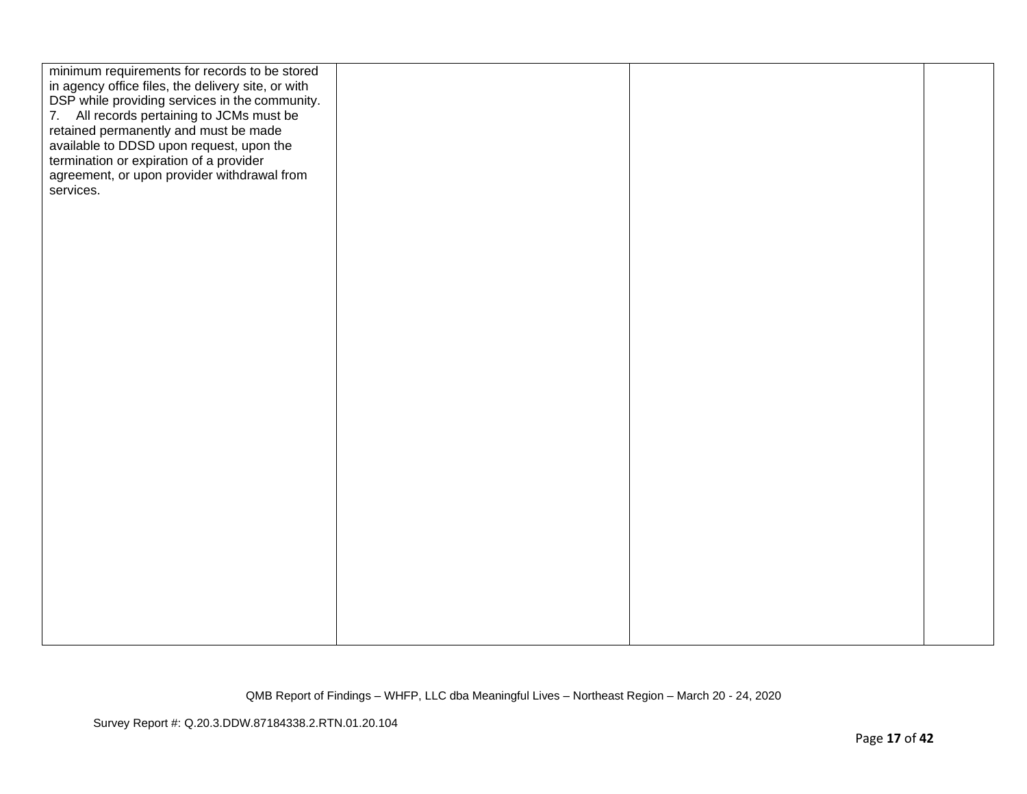| | | | |
|---|---|---|---|
| minimum requirements for records to be stored in agency office files, the delivery site, or with DSP while providing services in the community.<br>7. All records pertaining to JCMs must be retained permanently and must be made available to DDSD upon request, upon the termination or expiration of a provider agreement, or upon provider withdrawal from services. | | | |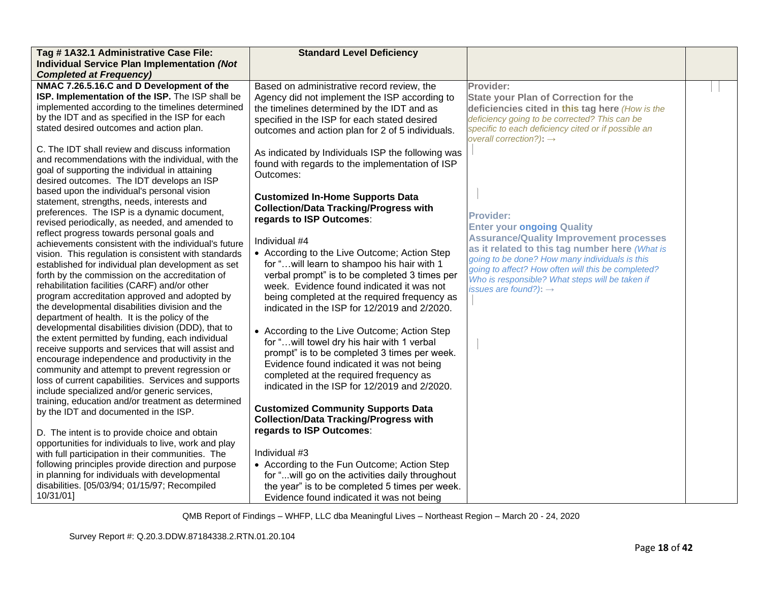| Tag # 1A32.1 Administrative Case File: Individual Service Plan Implementation *(Not Completed at Frequency)* | Standard Level Deficiency | | |
|---|---|---|---|
| **NMAC 7.26.5.16.C and D Development of the ISP. Implementation of the ISP.** The ISP shall be implemented according to the timelines determined by the IDT and as specified in the ISP for each stated desired outcomes and action plan.<br><br>C. The IDT shall review and discuss information and recommendations with the individual, with the goal of supporting the individual in attaining desired outcomes. The IDT develops an ISP based upon the individual's personal vision statement, strengths, needs, interests and preferences. The ISP is a dynamic document, revised periodically, as needed, and amended to reflect progress towards personal goals and achievements consistent with the individual's future vision. This regulation is consistent with standards established for individual plan development as set forth by the commission on the accreditation of rehabilitation facilities (CARF) and/or other program accreditation approved and adopted by the developmental disabilities division and the department of health. It is the policy of the developmental disabilities division (DDD), that to the extent permitted by funding, each individual receive supports and services that will assist and encourage independence and productivity in the community and attempt to prevent regression or loss of current capabilities. Services and supports include specialized and/or generic services, training, education and/or treatment as determined by the IDT and documented in the ISP.<br><br>D. The intent is to provide choice and obtain opportunities for individuals to live, work and play with full participation in their communities. The following principles provide direction and purpose in planning for individuals with developmental disabilities. [05/03/94; 01/15/97; Recompiled 10/31/01] | Based on administrative record review, the Agency did not implement the ISP according to the timelines determined by the IDT and as specified in the ISP for each stated desired outcomes and action plan for 2 of 5 individuals.<br><br>As indicated by Individuals ISP the following was found with regards to the implementation of ISP Outcomes:<br><br>**Customized In-Home Supports Data Collection/Data Tracking/Progress with regards to ISP Outcomes**:<br><br>Individual #4<br>• According to the Live Outcome; Action Step for "…will learn to shampoo his hair with 1 verbal prompt" is to be completed 3 times per week. Evidence found indicated it was not being completed at the required frequency as indicated in the ISP for 12/2019 and 2/2020.<br><br>• According to the Live Outcome; Action Step for "…will towel dry his hair with 1 verbal prompt" is to be completed 3 times per week. Evidence found indicated it was not being completed at the required frequency as indicated in the ISP for 12/2019 and 2/2020.<br><br>**Customized Community Supports Data Collection/Data Tracking/Progress with regards to ISP Outcomes**:<br><br>Individual #3<br>• According to the Fun Outcome; Action Step for "...will go on the activities daily throughout the year" is to be completed 5 times per week. Evidence found indicated it was not being | **Provider:**<br>**State your Plan of Correction for the deficiencies cited in this tag here** *(How is the deficiency going to be corrected? This can be specific to each deficiency cited or if possible an overall correction?)*: →<br><br>**Provider:**<br>**Enter your ongoing Quality Assurance/Quality Improvement processes as it related to this tag number here** *(What is going to be done? How many individuals is this going to affect? How often will this be completed? Who is responsible? What steps will be taken if issues are found?)*: → | |

QMB Report of Findings – WHFP, LLC dba Meaningful Lives – Northeast Region – March 20 - 24, 2020

Survey Report #: Q.20.3.DDW.87184338.2.RTN.01.20.104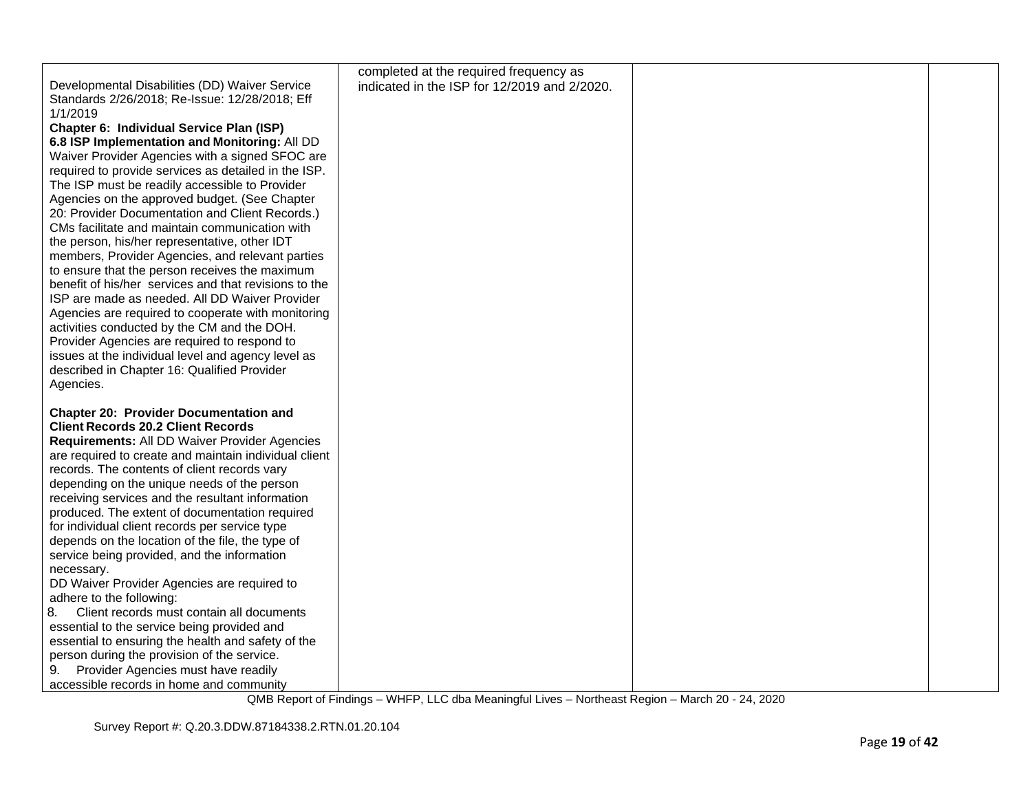| | | | |
|---|---|---|---|
| Developmental Disabilities (DD) Waiver Service Standards 2/26/2018; Re-Issue: 12/28/2018; Eff 1/1/2019<br>**Chapter 6: Individual Service Plan (ISP)**<br>**6.8 ISP Implementation and Monitoring:** All DD Waiver Provider Agencies with a signed SFOC are required to provide services as detailed in the ISP. The ISP must be readily accessible to Provider Agencies on the approved budget. (See Chapter 20: Provider Documentation and Client Records.) CMs facilitate and maintain communication with the person, his/her representative, other IDT members, Provider Agencies, and relevant parties to ensure that the person receives the maximum benefit of his/her services and that revisions to the ISP are made as needed. All DD Waiver Provider Agencies are required to cooperate with monitoring activities conducted by the CM and the DOH. Provider Agencies are required to respond to issues at the individual level and agency level as described in Chapter 16: Qualified Provider Agencies.<br><br>**Chapter 20: Provider Documentation and Client Records 20.2 Client Records Requirements:** All DD Waiver Provider Agencies are required to create and maintain individual client records. The contents of client records vary depending on the unique needs of the person receiving services and the resultant information produced. The extent of documentation required for individual client records per service type depends on the location of the file, the type of service being provided, and the information necessary.<br>DD Waiver Provider Agencies are required to adhere to the following:<br>8. Client records must contain all documents essential to the service being provided and essential to ensuring the health and safety of the person during the provision of the service.<br>9. Provider Agencies must have readily accessible records in home and community | completed at the required frequency as indicated in the ISP for 12/2019 and 2/2020. | | |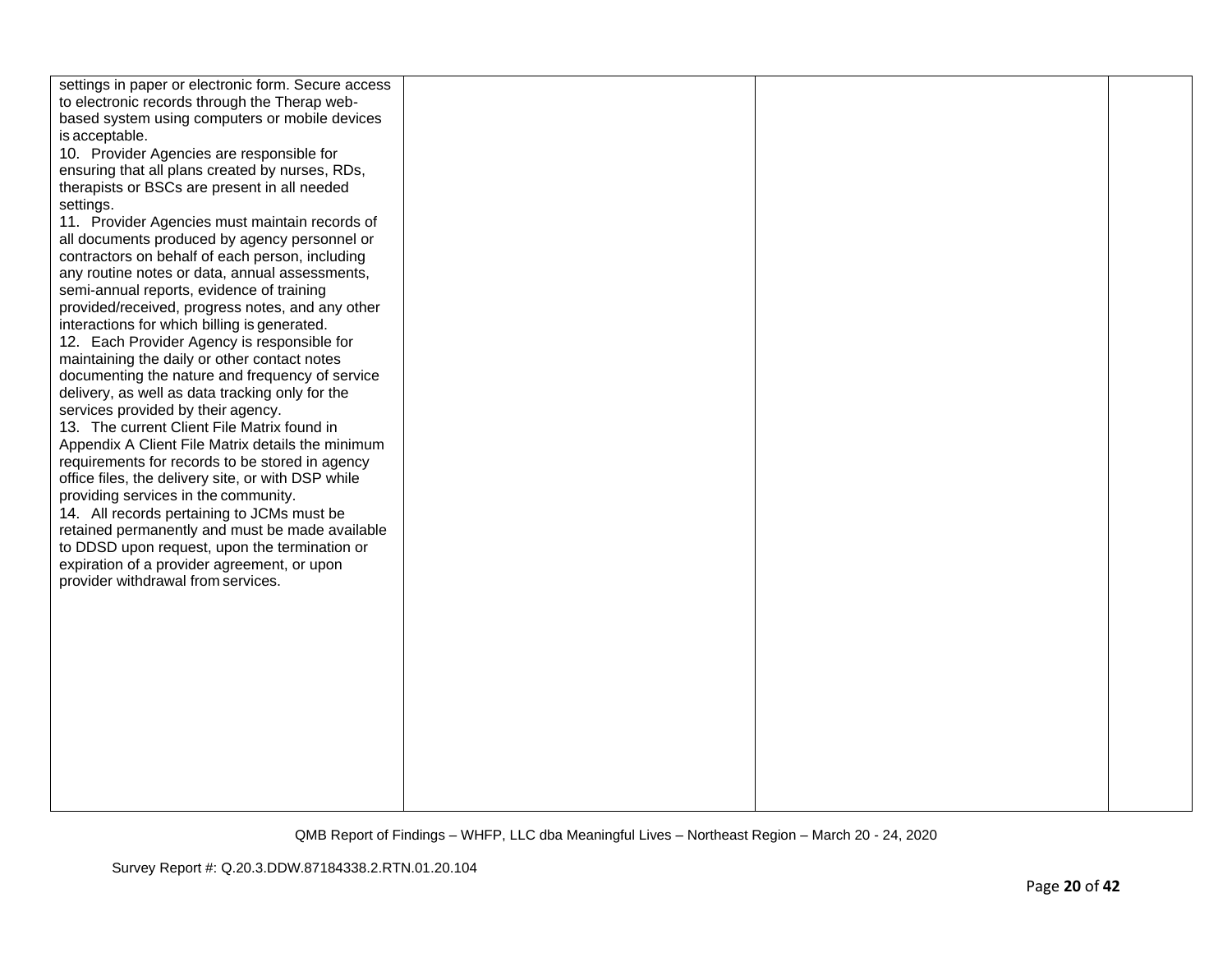| | | | |
|---|---|---|---|
| settings in paper or electronic form. Secure access to electronic records through the Therap web-based system using computers or mobile devices is acceptable.<br>10. Provider Agencies are responsible for ensuring that all plans created by nurses, RDs, therapists or BSCs are present in all needed settings.<br>11. Provider Agencies must maintain records of all documents produced by agency personnel or contractors on behalf of each person, including any routine notes or data, annual assessments, semi-annual reports, evidence of training provided/received, progress notes, and any other interactions for which billing is generated.<br>12. Each Provider Agency is responsible for maintaining the daily or other contact notes documenting the nature and frequency of service delivery, as well as data tracking only for the services provided by their agency.<br>13. The current Client File Matrix found in Appendix A Client File Matrix details the minimum requirements for records to be stored in agency office files, the delivery site, or with DSP while providing services in the community.<br>14. All records pertaining to JCMs must be retained permanently and must be made available to DDSD upon request, upon the termination or expiration of a provider agreement, or upon provider withdrawal from services. | | | |

QMB Report of Findings – WHFP, LLC dba Meaningful Lives – Northeast Region – March 20 - 24, 2020

Survey Report #: Q.20.3.DDW.87184338.2.RTN.01.20.104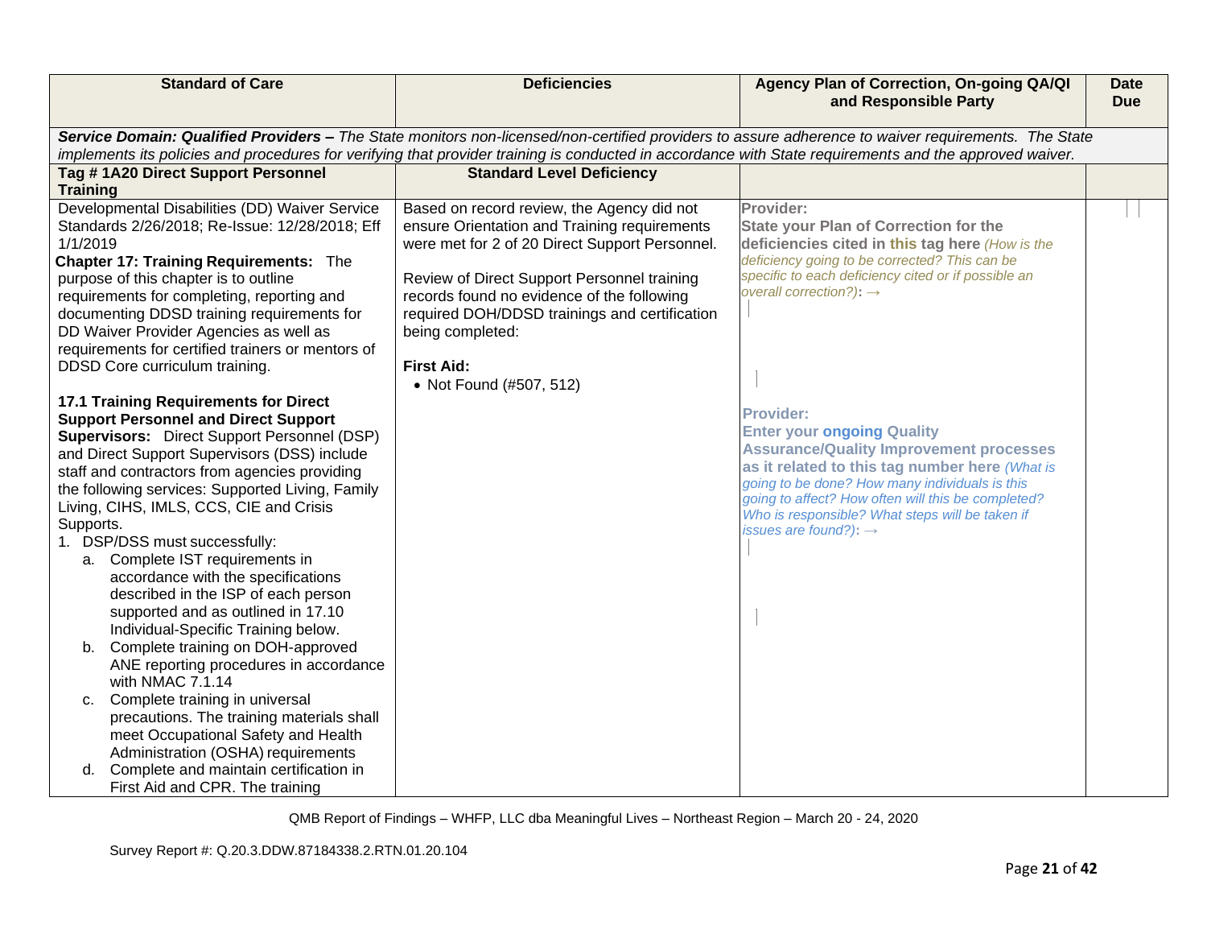| Standard of Care | Deficiencies | Agency Plan of Correction, On-going QA/QI and Responsible Party | Date Due |
|---|---|---|---|
| ***Service Domain: Qualified Providers –*** *The State monitors non-licensed/non-certified providers to assure adherence to waiver requirements. The State implements its policies and procedures for verifying that provider training is conducted in accordance with State requirements and the approved waiver.* | | | |
| **Tag # 1A20 Direct Support Personnel Training** | **Standard Level Deficiency** | | |
| Developmental Disabilities (DD) Waiver Service Standards 2/26/2018; Re-Issue: 12/28/2018; Eff 1/1/2019<br>**Chapter 17: Training Requirements:** The purpose of this chapter is to outline requirements for completing, reporting and documenting DDSD training requirements for DD Waiver Provider Agencies as well as requirements for certified trainers or mentors of DDSD Core curriculum training.<br><br>**17.1 Training Requirements for Direct Support Personnel and Direct Support Supervisors:** Direct Support Personnel (DSP) and Direct Support Supervisors (DSS) include staff and contractors from agencies providing the following services: Supported Living, Family Living, CIHS, IMLS, CCS, CIE and Crisis Supports.<br>1. DSP/DSS must successfully:<br>a. Complete IST requirements in accordance with the specifications described in the ISP of each person supported and as outlined in 17.10 Individual-Specific Training below.<br>b. Complete training on DOH-approved ANE reporting procedures in accordance with NMAC 7.1.14<br>c. Complete training in universal precautions. The training materials shall meet Occupational Safety and Health Administration (OSHA) requirements<br>d. Complete and maintain certification in First Aid and CPR. The training | Based on record review, the Agency did not ensure Orientation and Training requirements were met for 2 of 20 Direct Support Personnel.<br><br>Review of Direct Support Personnel training records found no evidence of the following required DOH/DDSD trainings and certification being completed:<br><br>**First Aid:**<br>• Not Found (#507, 512) | **Provider:**<br>**State your Plan of Correction for the deficiencies cited in this tag here** *(How is the deficiency going to be corrected? This can be specific to each deficiency cited or if possible an overall correction?)*: →<br><br>**Provider:**<br>**Enter your ongoing Quality Assurance/Quality Improvement processes as it related to this tag number here** *(What is going to be done? How many individuals is this going to affect? How often will this be completed? Who is responsible? What steps will be taken if issues are found?)*: → | |

QMB Report of Findings – WHFP, LLC dba Meaningful Lives – Northeast Region – March 20 - 24, 2020

Survey Report #: Q.20.3.DDW.87184338.2.RTN.01.20.104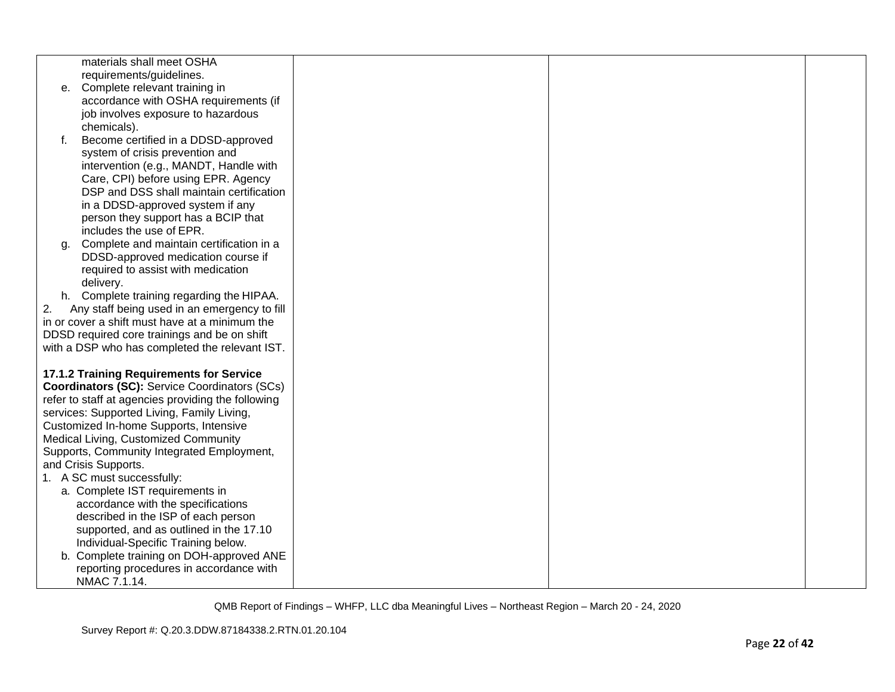| | | | |
|---|---|---|---|
| materials shall meet OSHA requirements/guidelines.<br>e. Complete relevant training in accordance with OSHA requirements (if job involves exposure to hazardous chemicals).<br>f. Become certified in a DDSD-approved system of crisis prevention and intervention (e.g., MANDT, Handle with Care, CPI) before using EPR. Agency DSP and DSS shall maintain certification in a DDSD-approved system if any person they support has a BCIP that includes the use of EPR.<br>g. Complete and maintain certification in a DDSD-approved medication course if required to assist with medication delivery.<br>h. Complete training regarding the HIPAA.<br>2. Any staff being used in an emergency to fill in or cover a shift must have at a minimum the DDSD required core trainings and be on shift with a DSP who has completed the relevant IST.<br><br>**17.1.2 Training Requirements for Service Coordinators (SC):** Service Coordinators (SCs) refer to staff at agencies providing the following services: Supported Living, Family Living, Customized In-home Supports, Intensive Medical Living, Customized Community Supports, Community Integrated Employment, and Crisis Supports.<br>1. A SC must successfully:<br>a. Complete IST requirements in accordance with the specifications described in the ISP of each person supported, and as outlined in the 17.10 Individual-Specific Training below.<br>b. Complete training on DOH-approved ANE reporting procedures in accordance with NMAC 7.1.14. | | | |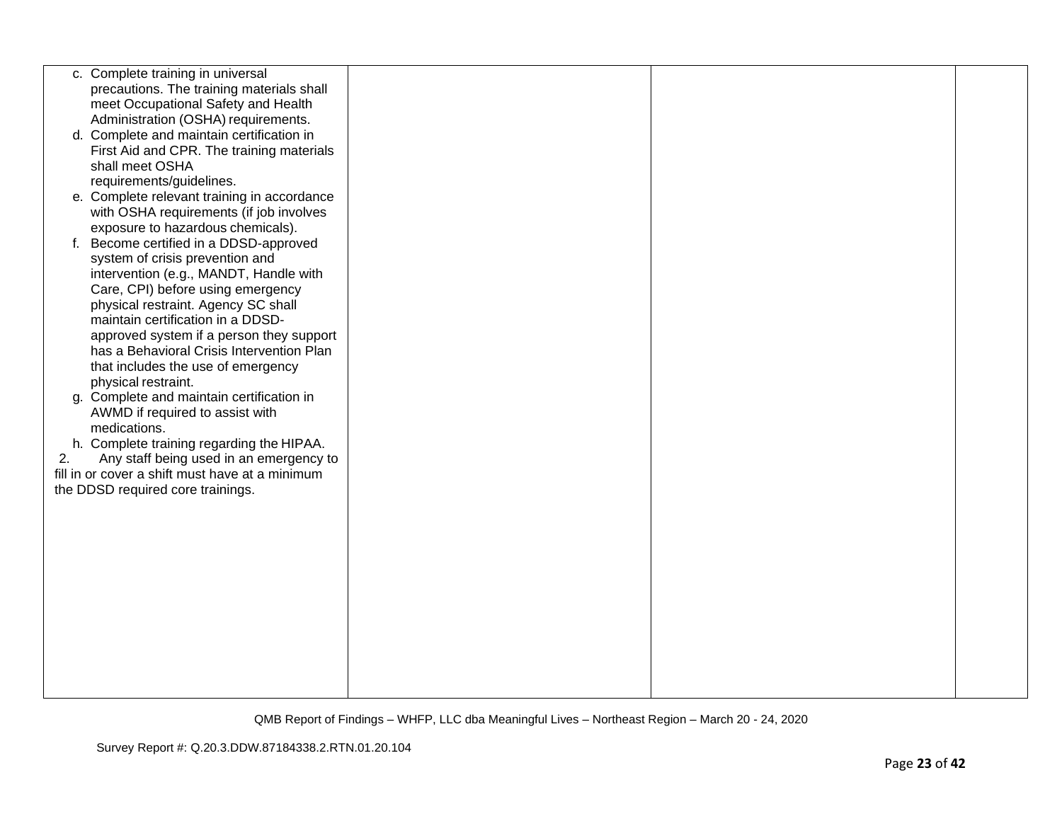| | | | |
|---|---|---|---|
| c. Complete training in universal precautions. The training materials shall meet Occupational Safety and Health Administration (OSHA) requirements.<br>d. Complete and maintain certification in First Aid and CPR. The training materials shall meet OSHA requirements/guidelines.<br>e. Complete relevant training in accordance with OSHA requirements (if job involves exposure to hazardous chemicals).<br>f. Become certified in a DDSD-approved system of crisis prevention and intervention (e.g., MANDT, Handle with Care, CPI) before using emergency physical restraint. Agency SC shall maintain certification in a DDSD-approved system if a person they support has a Behavioral Crisis Intervention Plan that includes the use of emergency physical restraint.<br>g. Complete and maintain certification in AWMD if required to assist with medications.<br>h. Complete training regarding the HIPAA.<br>2. Any staff being used in an emergency to fill in or cover a shift must have at a minimum the DDSD required core trainings. | | | |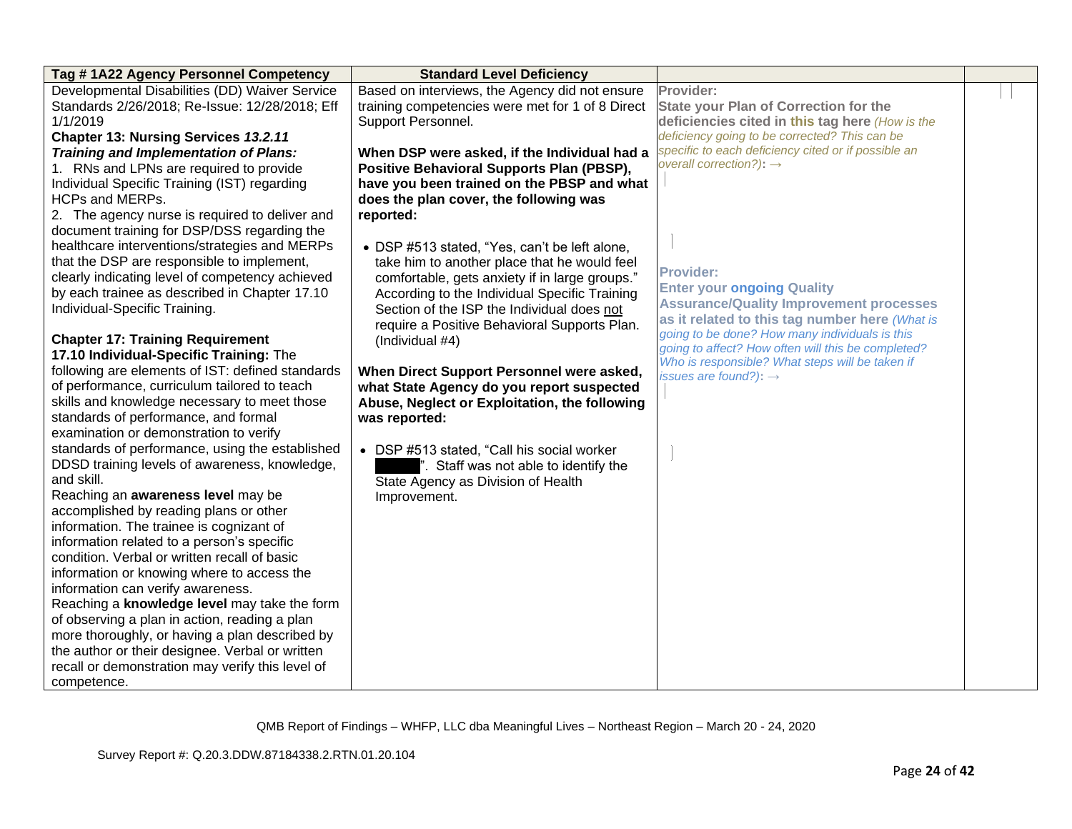| Tag # 1A22 Agency Personnel Competency | Standard Level Deficiency | | |
|---|---|---|---|
| Developmental Disabilities (DD) Waiver Service Standards 2/26/2018; Re-Issue: 12/28/2018; Eff 1/1/2019<br>**Chapter 13: Nursing Services *13.2.11 Training and Implementation of Plans:***<br>1. RNs and LPNs are required to provide Individual Specific Training (IST) regarding HCPs and MERPs.<br>2. The agency nurse is required to deliver and document training for DSP/DSS regarding the healthcare interventions/strategies and MERPs that the DSP are responsible to implement, clearly indicating level of competency achieved by each trainee as described in Chapter 17.10 Individual-Specific Training.<br><br>**Chapter 17: Training Requirement**<br>**17.10 Individual-Specific Training:** The following are elements of IST: defined standards of performance, curriculum tailored to teach skills and knowledge necessary to meet those standards of performance, and formal examination or demonstration to verify standards of performance, using the established DDSD training levels of awareness, knowledge, and skill.<br>Reaching an **awareness level** may be accomplished by reading plans or other information. The trainee is cognizant of information related to a person's specific condition. Verbal or written recall of basic information or knowing where to access the information can verify awareness.<br>Reaching a **knowledge level** may take the form of observing a plan in action, reading a plan more thoroughly, or having a plan described by the author or their designee. Verbal or written recall or demonstration may verify this level of competence. | Based on interviews, the Agency did not ensure training competencies were met for 1 of 8 Direct Support Personnel.<br><br>**When DSP were asked, if the Individual had a Positive Behavioral Supports Plan (PBSP), have you been trained on the PBSP and what does the plan cover, the following was reported:**<br><br>• DSP #513 stated, "Yes, can't be left alone, take him to another place that he would feel comfortable, gets anxiety if in large groups." According to the Individual Specific Training Section of the ISP the Individual does not require a Positive Behavioral Supports Plan. (Individual #4)<br><br>**When Direct Support Personnel were asked, what State Agency do you report suspected Abuse, Neglect or Exploitation, the following was reported:**<br><br>• DSP #513 stated, "Call his social worker ████". Staff was not able to identify the State Agency as Division of Health Improvement. | **Provider:**<br>**State your Plan of Correction for the deficiencies cited in this tag here** *(How is the deficiency going to be corrected? This can be specific to each deficiency cited or if possible an overall correction?):* →<br><br>**Provider:**<br>**Enter your ongoing Quality Assurance/Quality Improvement processes as it related to this tag number here** *(What is going to be done? How many individuals is this going to affect? How often will this be completed? Who is responsible? What steps will be taken if issues are found?):* → | |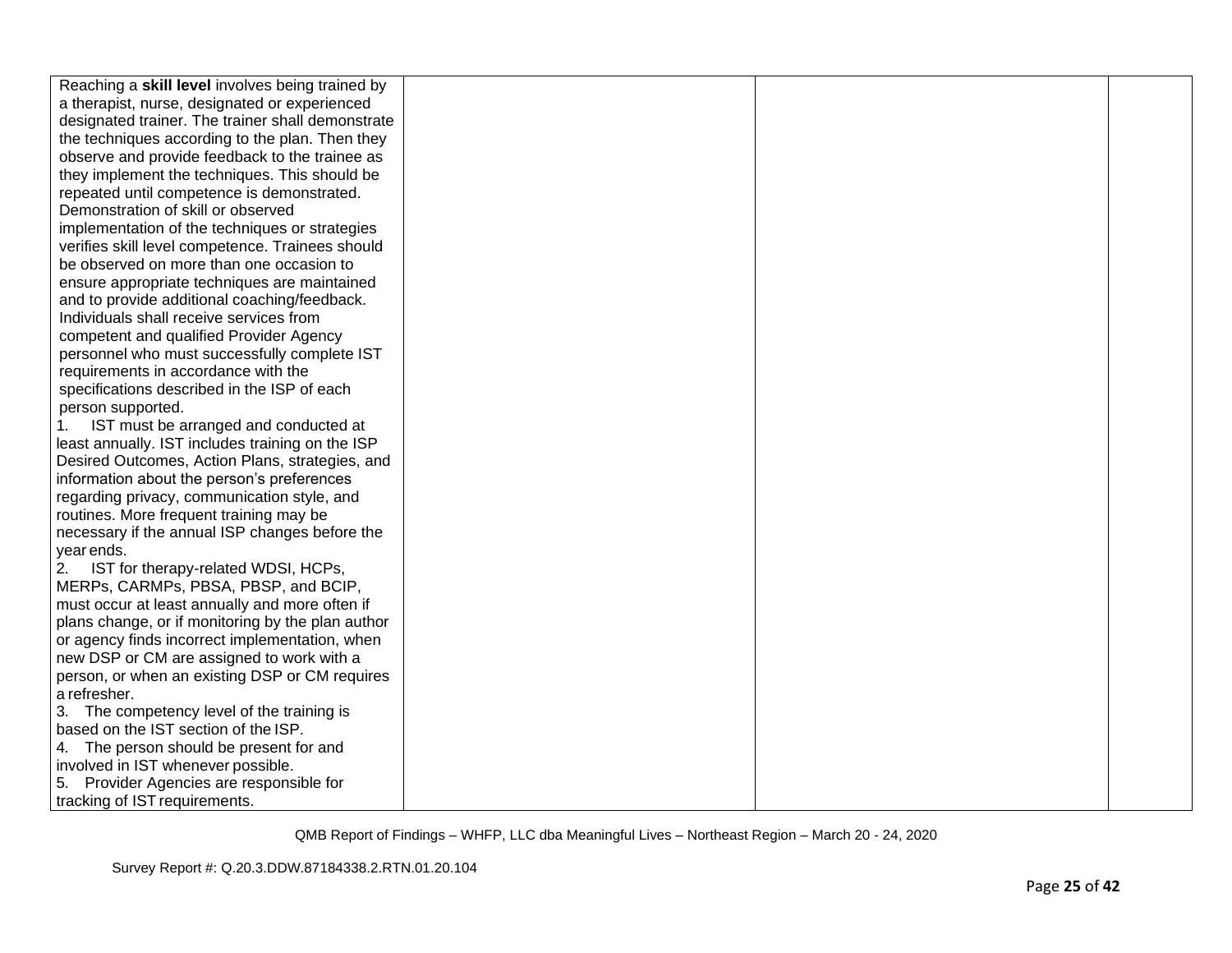| | | | |
|---|---|---|---|
| Reaching a **skill level** involves being trained by a therapist, nurse, designated or experienced designated trainer. The trainer shall demonstrate the techniques according to the plan. Then they observe and provide feedback to the trainee as they implement the techniques. This should be repeated until competence is demonstrated. Demonstration of skill or observed implementation of the techniques or strategies verifies skill level competence. Trainees should be observed on more than one occasion to ensure appropriate techniques are maintained and to provide additional coaching/feedback.<br>Individuals shall receive services from competent and qualified Provider Agency personnel who must successfully complete IST requirements in accordance with the specifications described in the ISP of each person supported.<br>1. IST must be arranged and conducted at least annually. IST includes training on the ISP Desired Outcomes, Action Plans, strategies, and information about the person's preferences regarding privacy, communication style, and routines. More frequent training may be necessary if the annual ISP changes before the year ends.<br>2. IST for therapy-related WDSI, HCPs, MERPs, CARMPs, PBSA, PBSP, and BCIP, must occur at least annually and more often if plans change, or if monitoring by the plan author or agency finds incorrect implementation, when new DSP or CM are assigned to work with a person, or when an existing DSP or CM requires a refresher.<br>3. The competency level of the training is based on the IST section of the ISP.<br>4. The person should be present for and involved in IST whenever possible.<br>5. Provider Agencies are responsible for tracking of IST requirements. | | | |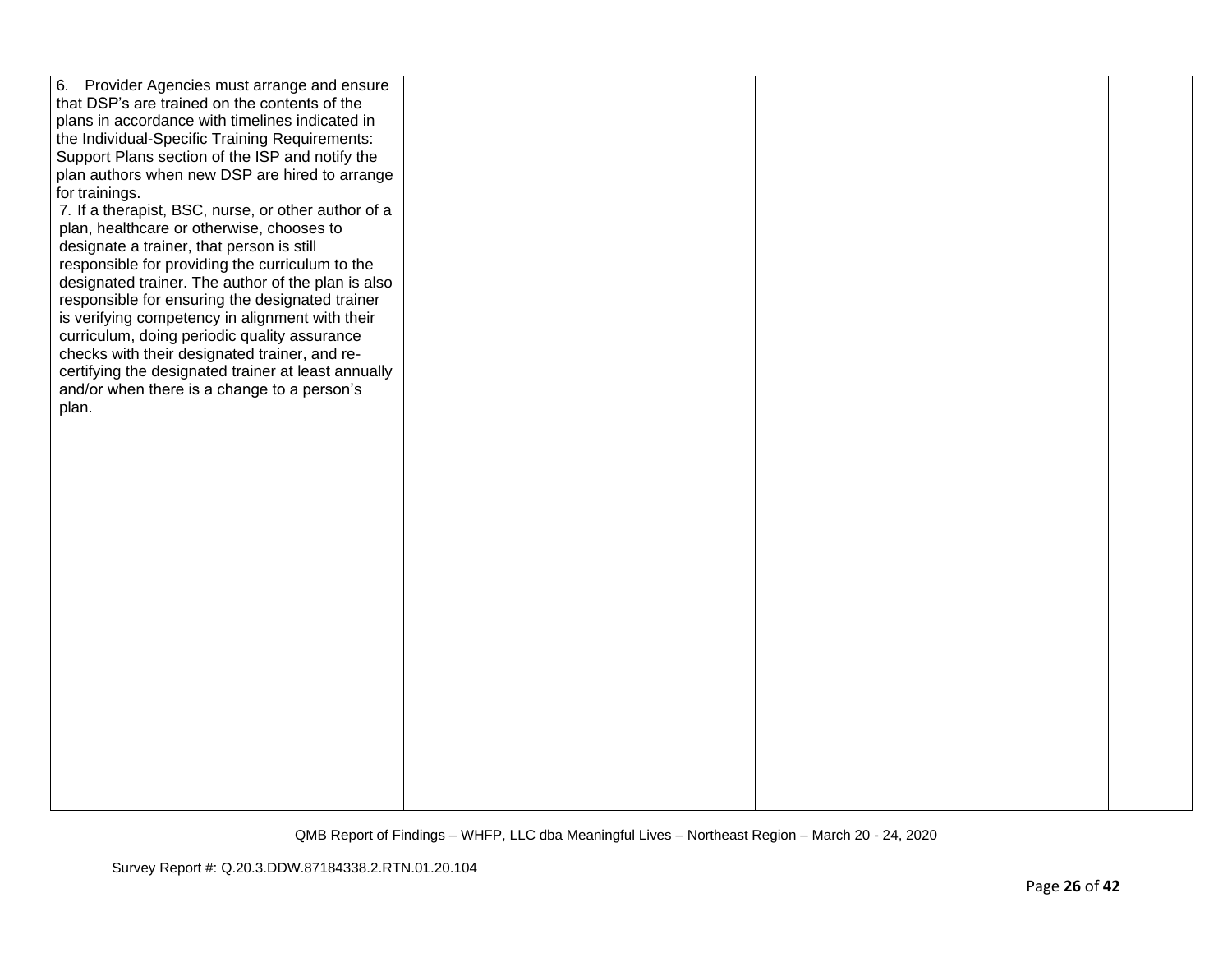| | | | |
|---|---|---|---|
| 6. Provider Agencies must arrange and ensure that DSP's are trained on the contents of the plans in accordance with timelines indicated in the Individual-Specific Training Requirements: Support Plans section of the ISP and notify the plan authors when new DSP are hired to arrange for trainings.<br>7. If a therapist, BSC, nurse, or other author of a plan, healthcare or otherwise, chooses to designate a trainer, that person is still responsible for providing the curriculum to the designated trainer. The author of the plan is also responsible for ensuring the designated trainer is verifying competency in alignment with their curriculum, doing periodic quality assurance checks with their designated trainer, and re-certifying the designated trainer at least annually and/or when there is a change to a person's plan. | | | |

QMB Report of Findings – WHFP, LLC dba Meaningful Lives – Northeast Region – March 20 - 24, 2020

Survey Report #: Q.20.3.DDW.87184338.2.RTN.01.20.104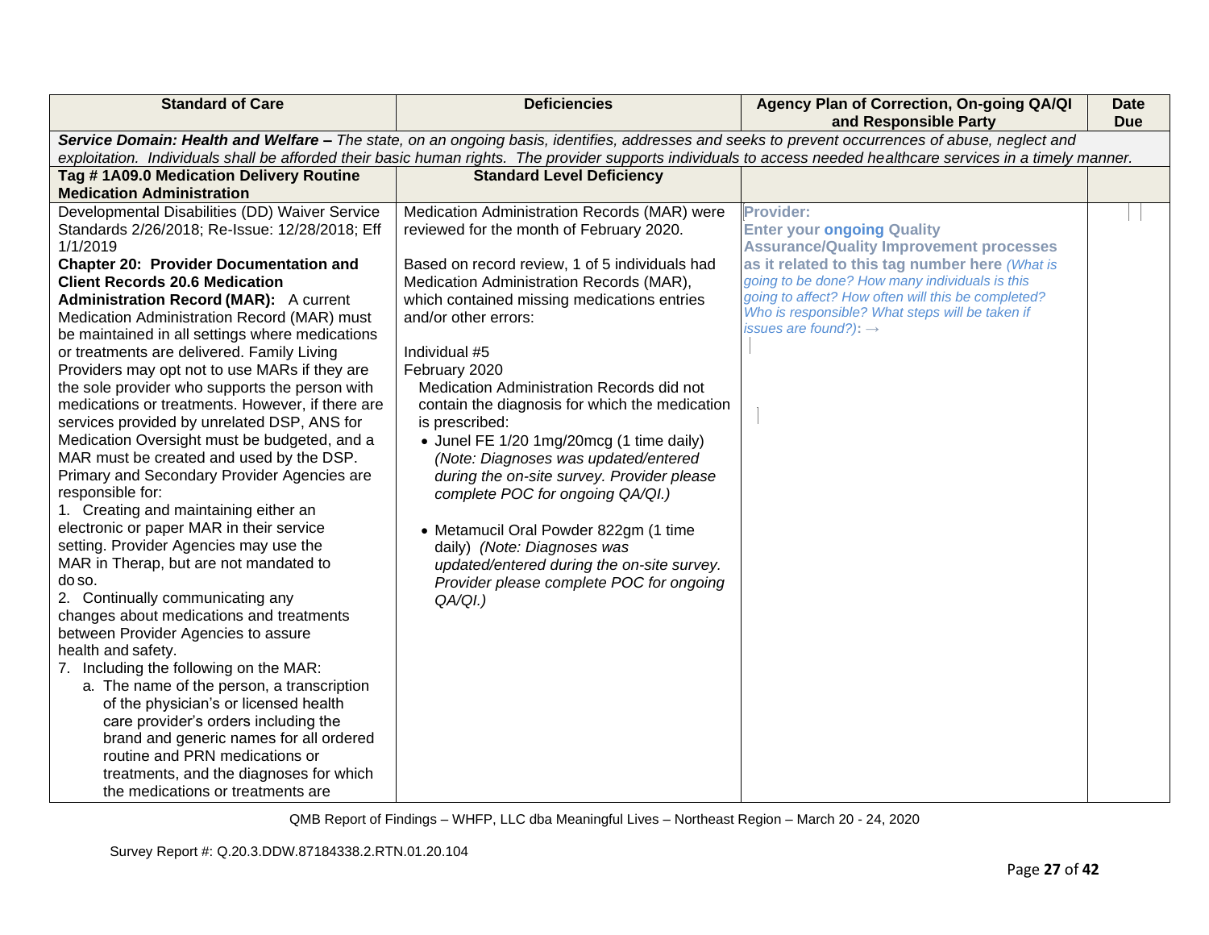| Standard of Care | Deficiencies | Agency Plan of Correction, On-going QA/QI and Responsible Party | Date Due |
|---|---|---|---|
| ***Service Domain: Health and Welfare –*** *The state, on an ongoing basis, identifies, addresses and seeks to prevent occurrences of abuse, neglect and exploitation. Individuals shall be afforded their basic human rights. The provider supports individuals to access needed healthcare services in a timely manner.* | | | |
| **Tag # 1A09.0 Medication Delivery Routine Medication Administration** | **Standard Level Deficiency** | | |
| Developmental Disabilities (DD) Waiver Service Standards 2/26/2018; Re-Issue: 12/28/2018; Eff 1/1/2019<br>**Chapter 20: Provider Documentation and Client Records 20.6 Medication Administration Record (MAR):** A current Medication Administration Record (MAR) must be maintained in all settings where medications or treatments are delivered. Family Living Providers may opt not to use MARs if they are the sole provider who supports the person with medications or treatments. However, if there are services provided by unrelated DSP, ANS for Medication Oversight must be budgeted, and a MAR must be created and used by the DSP. Primary and Secondary Provider Agencies are responsible for:<br>1. Creating and maintaining either an electronic or paper MAR in their service setting. Provider Agencies may use the MAR in Therap, but are not mandated to do so.<br>2. Continually communicating any changes about medications and treatments between Provider Agencies to assure health and safety.<br>7. Including the following on the MAR:<br>a. The name of the person, a transcription of the physician's or licensed health care provider's orders including the brand and generic names for all ordered routine and PRN medications or treatments, and the diagnoses for which the medications or treatments are | Medication Administration Records (MAR) were reviewed for the month of February 2020.<br><br>Based on record review, 1 of 5 individuals had Medication Administration Records (MAR), which contained missing medications entries and/or other errors:<br><br>Individual #5<br>February 2020<br>Medication Administration Records did not contain the diagnosis for which the medication is prescribed:<br>• Junel FE 1/20 1mg/20mcg (1 time daily) *(Note: Diagnoses was updated/entered during the on-site survey. Provider please complete POC for ongoing QA/QI.)*<br><br>• Metamucil Oral Powder 822gm (1 time daily) *(Note: Diagnoses was updated/entered during the on-site survey. Provider please complete POC for ongoing QA/QI.)* | **Provider:**<br>**Enter your ongoing Quality Assurance/Quality Improvement processes as it related to this tag number here** *(What is going to be done? How many individuals is this going to affect? How often will this be completed? Who is responsible? What steps will be taken if issues are found?):* → | |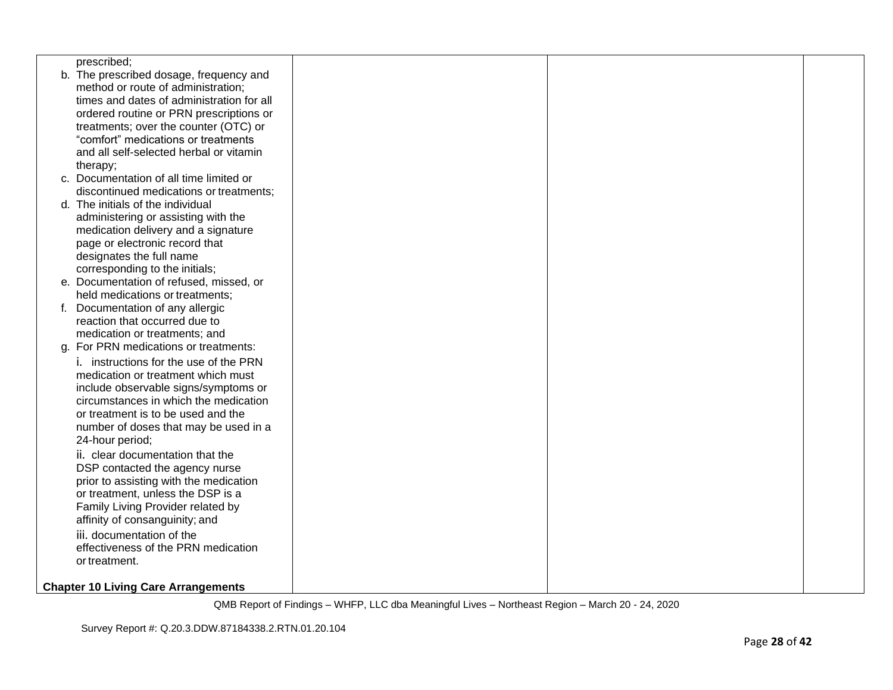| | | | |
|---|---|---|---|
| prescribed;<br>b. The prescribed dosage, frequency and method or route of administration; times and dates of administration for all ordered routine or PRN prescriptions or treatments; over the counter (OTC) or "comfort" medications or treatments and all self-selected herbal or vitamin therapy;<br>c. Documentation of all time limited or discontinued medications or treatments;<br>d. The initials of the individual administering or assisting with the medication delivery and a signature page or electronic record that designates the full name corresponding to the initials;<br>e. Documentation of refused, missed, or held medications or treatments;<br>f. Documentation of any allergic reaction that occurred due to medication or treatments; and<br>g. For PRN medications or treatments:<br>i. instructions for the use of the PRN medication or treatment which must include observable signs/symptoms or circumstances in which the medication or treatment is to be used and the number of doses that may be used in a 24-hour period;<br>ii. clear documentation that the DSP contacted the agency nurse prior to assisting with the medication or treatment, unless the DSP is a Family Living Provider related by affinity of consanguinity; and<br>iii. documentation of the effectiveness of the PRN medication or treatment.<br><br>**Chapter 10 Living Care Arrangements** | | | |

QMB Report of Findings – WHFP, LLC dba Meaningful Lives – Northeast Region – March 20 - 24, 2020

Survey Report #: Q.20.3.DDW.87184338.2.RTN.01.20.104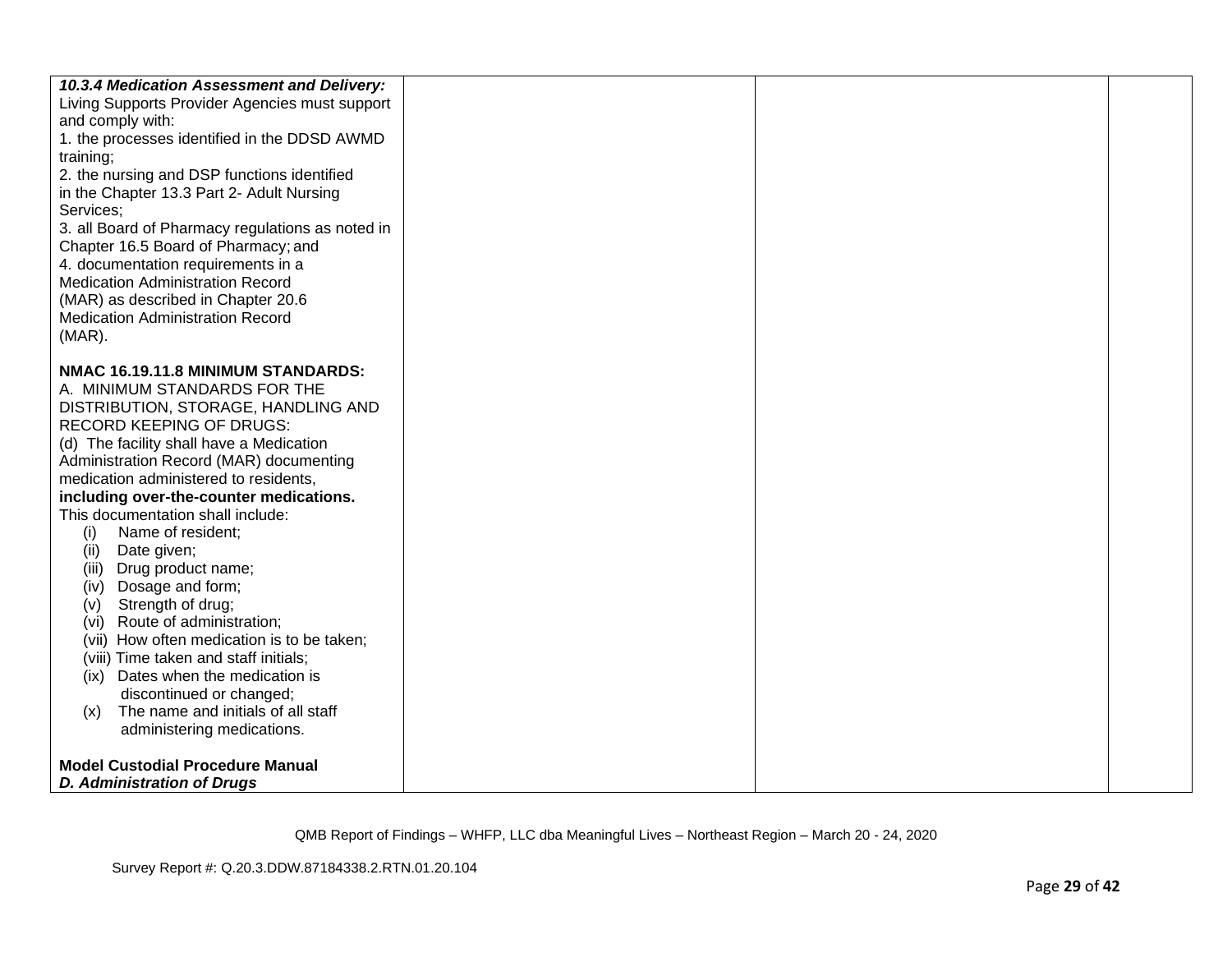| | | | |
|---|---|---|---|
| ***10.3.4 Medication Assessment and Delivery:*** Living Supports Provider Agencies must support and comply with:<br>1. the processes identified in the DDSD AWMD training;<br>2. the nursing and DSP functions identified in the Chapter 13.3 Part 2- Adult Nursing Services;<br>3. all Board of Pharmacy regulations as noted in Chapter 16.5 Board of Pharmacy; and<br>4. documentation requirements in a Medication Administration Record (MAR) as described in Chapter 20.6 Medication Administration Record (MAR).<br><br>**NMAC 16.19.11.8 MINIMUM STANDARDS:**<br>A. MINIMUM STANDARDS FOR THE DISTRIBUTION, STORAGE, HANDLING AND RECORD KEEPING OF DRUGS:<br>(d) The facility shall have a Medication Administration Record (MAR) documenting medication administered to residents, **including over-the-counter medications.** This documentation shall include:<br>(i) Name of resident;<br>(ii) Date given;<br>(iii) Drug product name;<br>(iv) Dosage and form;<br>(v) Strength of drug;<br>(vi) Route of administration;<br>(vii) How often medication is to be taken;<br>(viii) Time taken and staff initials;<br>(ix) Dates when the medication is discontinued or changed;<br>(x) The name and initials of all staff administering medications.<br><br>**Model Custodial Procedure Manual**<br>***D. Administration of Drugs*** | | | |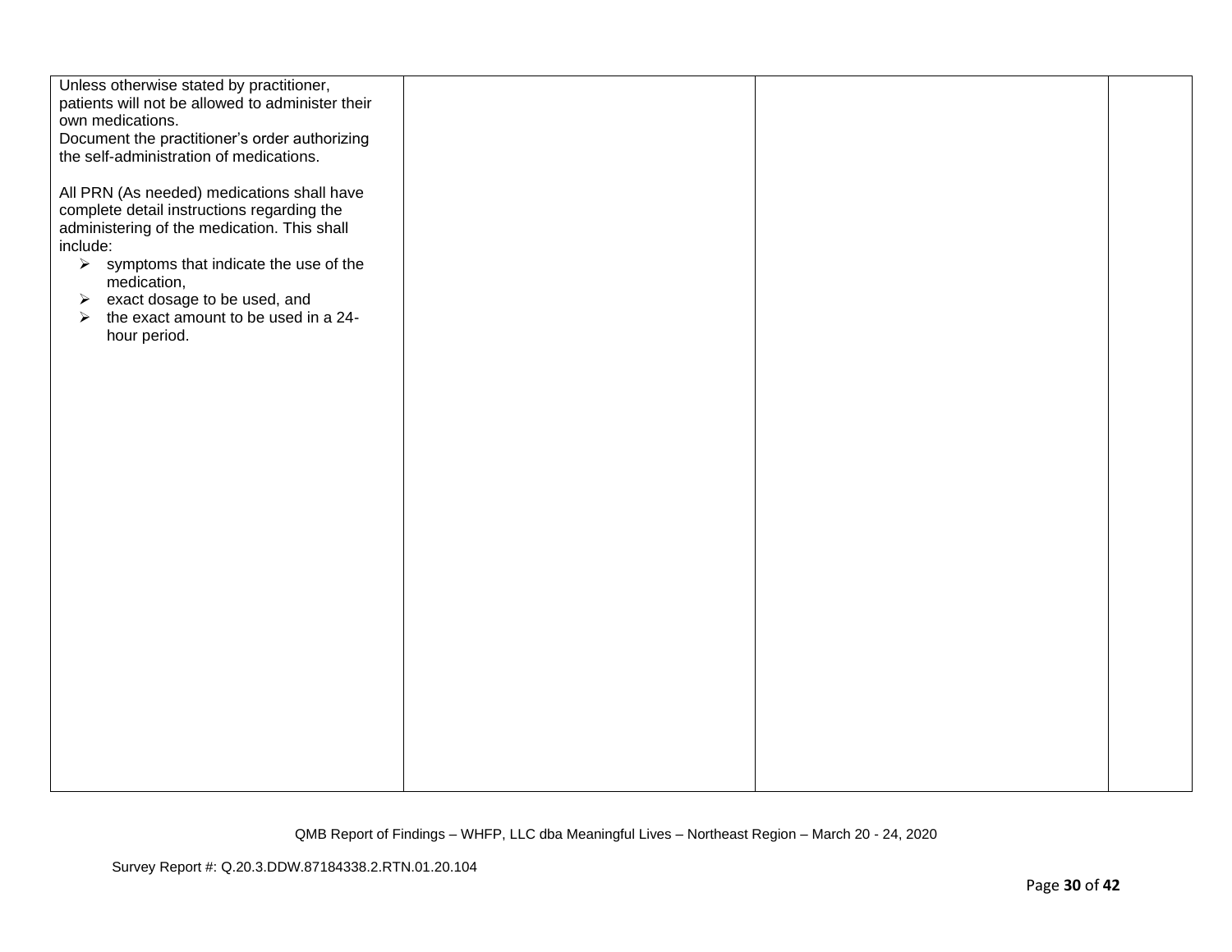| | | | |
|---|---|---|---|
| Unless otherwise stated by practitioner, patients will not be allowed to administer their own medications.<br>Document the practitioner's order authorizing the self-administration of medications.<br><br>All PRN (As needed) medications shall have complete detail instructions regarding the administering of the medication. This shall include:<br>➢ symptoms that indicate the use of the medication,<br>➢ exact dosage to be used, and<br>➢ the exact amount to be used in a 24-hour period. | | | |

QMB Report of Findings – WHFP, LLC dba Meaningful Lives – Northeast Region – March 20 - 24, 2020

Survey Report #: Q.20.3.DDW.87184338.2.RTN.01.20.104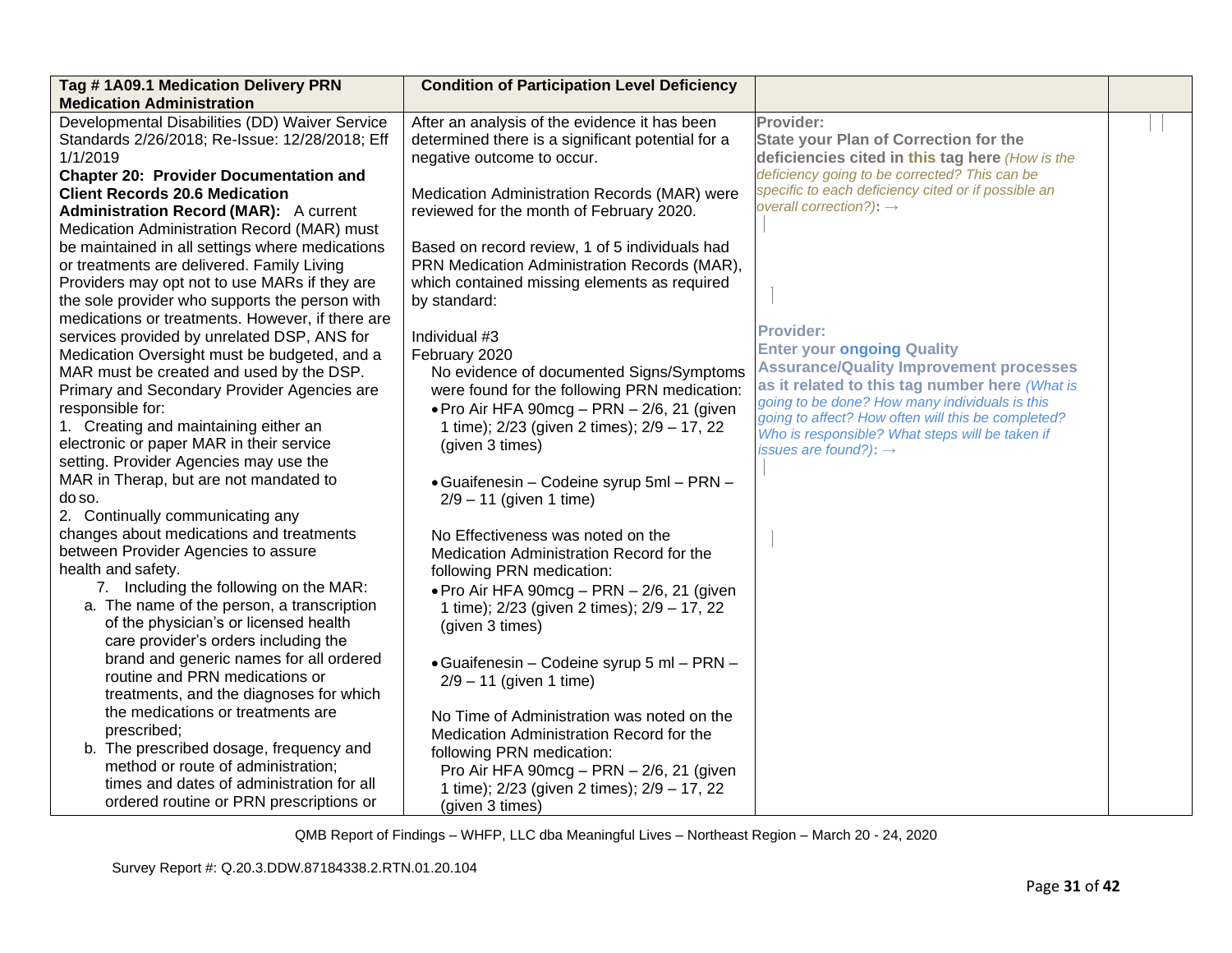| Tag # 1A09.1 Medication Delivery PRN Medication Administration | Condition of Participation Level Deficiency | | |
|---|---|---|---|
| Developmental Disabilities (DD) Waiver Service Standards 2/26/2018; Re-Issue: 12/28/2018; Eff 1/1/2019<br>**Chapter 20: Provider Documentation and Client Records 20.6 Medication Administration Record (MAR):** A current Medication Administration Record (MAR) must be maintained in all settings where medications or treatments are delivered. Family Living Providers may opt not to use MARs if they are the sole provider who supports the person with medications or treatments. However, if there are services provided by unrelated DSP, ANS for Medication Oversight must be budgeted, and a MAR must be created and used by the DSP. Primary and Secondary Provider Agencies are responsible for:<br>1. Creating and maintaining either an electronic or paper MAR in their service setting. Provider Agencies may use the MAR in Therap, but are not mandated to do so.<br>2. Continually communicating any changes about medications and treatments between Provider Agencies to assure health and safety.<br>7. Including the following on the MAR:<br>a. The name of the person, a transcription of the physician's or licensed health care provider's orders including the brand and generic names for all ordered routine and PRN medications or treatments, and the diagnoses for which the medications or treatments are prescribed;<br>b. The prescribed dosage, frequency and method or route of administration; times and dates of administration for all ordered routine or PRN prescriptions or | After an analysis of the evidence it has been determined there is a significant potential for a negative outcome to occur.<br><br>Medication Administration Records (MAR) were reviewed for the month of February 2020.<br><br>Based on record review, 1 of 5 individuals had PRN Medication Administration Records (MAR), which contained missing elements as required by standard:<br><br>Individual #3<br>February 2020<br>No evidence of documented Signs/Symptoms were found for the following PRN medication:<br>• Pro Air HFA 90mcg – PRN – 2/6, 21 (given 1 time); 2/23 (given 2 times); 2/9 – 17, 22 (given 3 times)<br><br>• Guaifenesin – Codeine syrup 5ml – PRN – 2/9 – 11 (given 1 time)<br><br>No Effectiveness was noted on the Medication Administration Record for the following PRN medication:<br>• Pro Air HFA 90mcg – PRN – 2/6, 21 (given 1 time); 2/23 (given 2 times); 2/9 – 17, 22 (given 3 times)<br><br>• Guaifenesin – Codeine syrup 5 ml – PRN – 2/9 – 11 (given 1 time)<br><br>No Time of Administration was noted on the Medication Administration Record for the following PRN medication:<br>Pro Air HFA 90mcg – PRN – 2/6, 21 (given 1 time); 2/23 (given 2 times); 2/9 – 17, 22 (given 3 times) | **Provider:**<br>**State your Plan of Correction for the deficiencies cited in this tag here** *(How is the deficiency going to be corrected? This can be specific to each deficiency cited or if possible an overall correction?)*: →<br><br>**Provider:**<br>**Enter your ongoing Quality Assurance/Quality Improvement processes as it related to this tag number here** *(What is going to be done? How many individuals is this going to affect? How often will this be completed? Who is responsible? What steps will be taken if issues are found?)*: → | |

QMB Report of Findings – WHFP, LLC dba Meaningful Lives – Northeast Region – March 20 - 24, 2020

Survey Report #: Q.20.3.DDW.87184338.2.RTN.01.20.104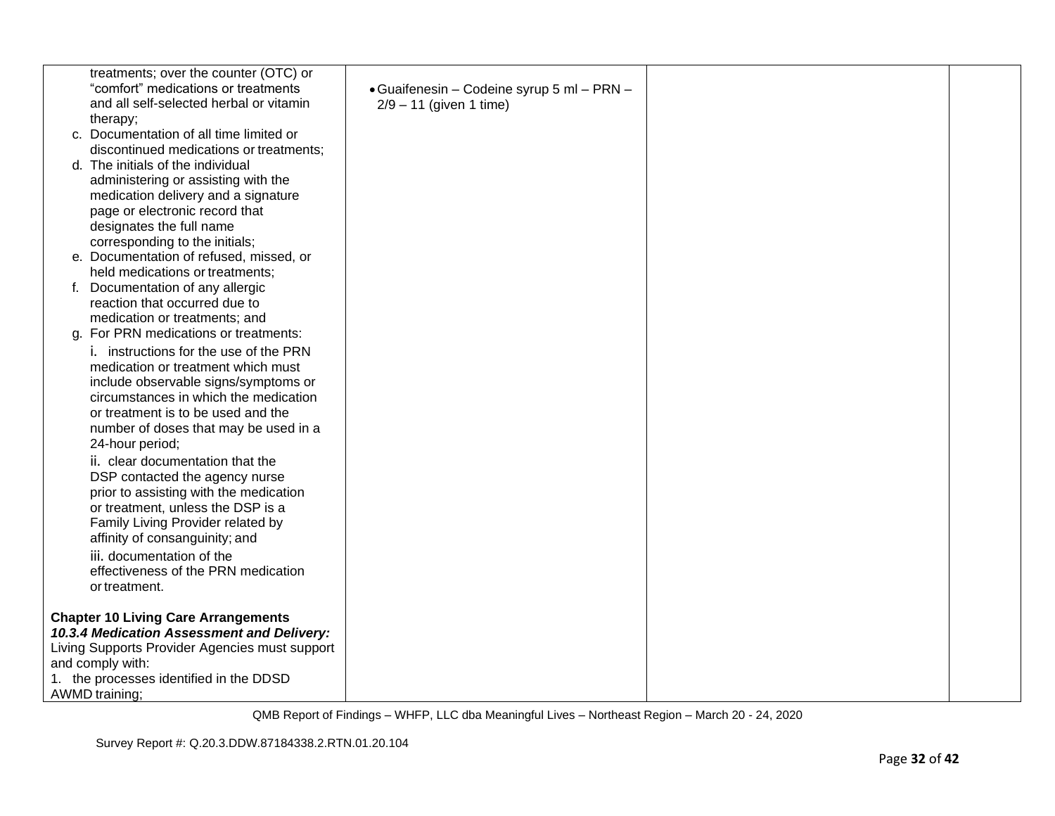| | | | |
|---|---|---|---|
| treatments; over the counter (OTC) or "comfort" medications or treatments and all self-selected herbal or vitamin therapy;<br>c. Documentation of all time limited or discontinued medications or treatments;<br>d. The initials of the individual administering or assisting with the medication delivery and a signature page or electronic record that designates the full name corresponding to the initials;<br>e. Documentation of refused, missed, or held medications or treatments;<br>f. Documentation of any allergic reaction that occurred due to medication or treatments; and<br>g. For PRN medications or treatments:<br>i. instructions for the use of the PRN medication or treatment which must include observable signs/symptoms or circumstances in which the medication or treatment is to be used and the number of doses that may be used in a 24-hour period;<br>ii. clear documentation that the DSP contacted the agency nurse prior to assisting with the medication or treatment, unless the DSP is a Family Living Provider related by affinity of consanguinity; and<br>iii. documentation of the effectiveness of the PRN medication or treatment.<br><br>**Chapter 10 Living Care Arrangements**<br>***10.3.4 Medication Assessment and Delivery:*** Living Supports Provider Agencies must support and comply with:<br>1. the processes identified in the DDSD AWMD training; | • Guaifenesin – Codeine syrup 5 ml – PRN – 2/9 – 11 (given 1 time) | | |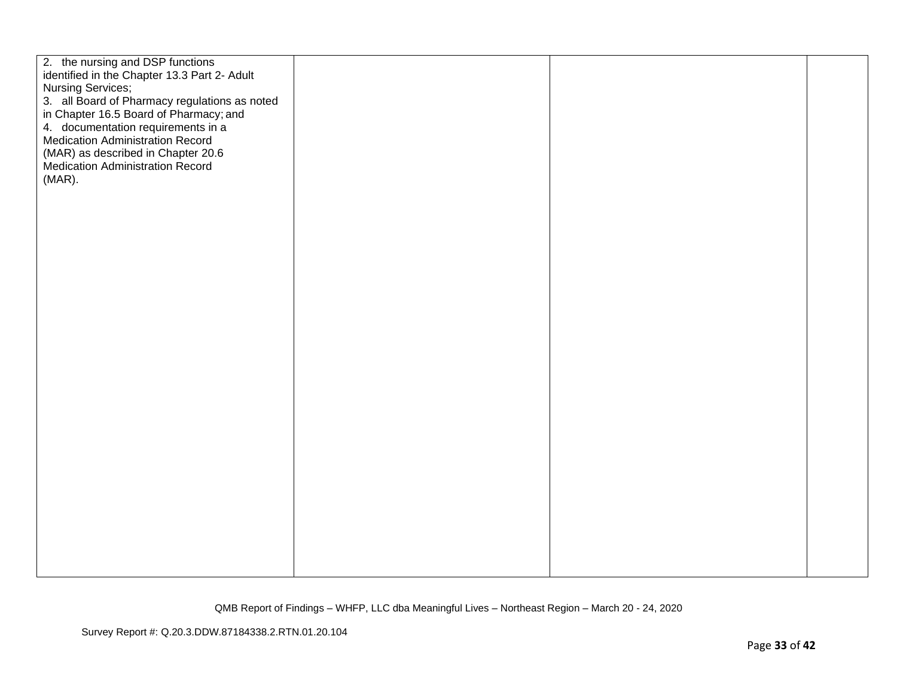| | | | |
|---|---|---|---|
| 2. the nursing and DSP functions identified in the Chapter 13.3 Part 2- Adult Nursing Services;<br>3. all Board of Pharmacy regulations as noted in Chapter 16.5 Board of Pharmacy; and<br>4. documentation requirements in a Medication Administration Record (MAR) as described in Chapter 20.6 Medication Administration Record (MAR). | | | |

QMB Report of Findings – WHFP, LLC dba Meaningful Lives – Northeast Region – March 20 - 24, 2020

Survey Report #: Q.20.3.DDW.87184338.2.RTN.01.20.104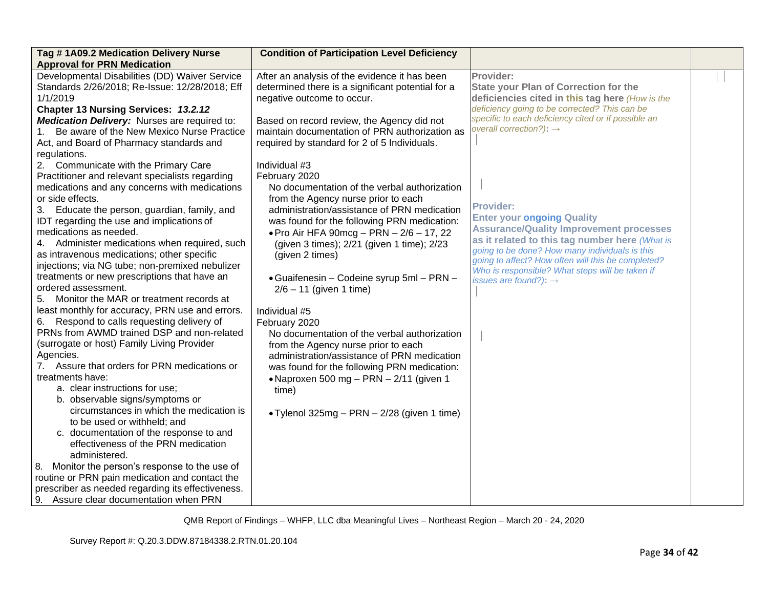| Tag # 1A09.2 Medication Delivery Nurse Approval for PRN Medication | Condition of Participation Level Deficiency | | |
|---|---|---|---|
| Developmental Disabilities (DD) Waiver Service Standards 2/26/2018; Re-Issue: 12/28/2018; Eff 1/1/2019<br>**Chapter 13 Nursing Services:** ***13.2.12 Medication Delivery:*** Nurses are required to:<br>1. Be aware of the New Mexico Nurse Practice Act, and Board of Pharmacy standards and regulations.<br>2. Communicate with the Primary Care Practitioner and relevant specialists regarding medications and any concerns with medications or side effects.<br>3. Educate the person, guardian, family, and IDT regarding the use and implications of medications as needed.<br>4. Administer medications when required, such as intravenous medications; other specific injections; via NG tube; non-premixed nebulizer treatments or new prescriptions that have an ordered assessment.<br>5. Monitor the MAR or treatment records at least monthly for accuracy, PRN use and errors.<br>6. Respond to calls requesting delivery of PRNs from AWMD trained DSP and non-related (surrogate or host) Family Living Provider Agencies.<br>7. Assure that orders for PRN medications or treatments have:<br>a. clear instructions for use;<br>b. observable signs/symptoms or circumstances in which the medication is to be used or withheld; and<br>c. documentation of the response to and effectiveness of the PRN medication administered.<br>8. Monitor the person's response to the use of routine or PRN pain medication and contact the prescriber as needed regarding its effectiveness.<br>9. Assure clear documentation when PRN | After an analysis of the evidence it has been determined there is a significant potential for a negative outcome to occur.<br><br>Based on record review, the Agency did not maintain documentation of PRN authorization as required by standard for 2 of 5 Individuals.<br><br>Individual #3<br>February 2020<br>No documentation of the verbal authorization from the Agency nurse prior to each administration/assistance of PRN medication was found for the following PRN medication:<br>• Pro Air HFA 90mcg – PRN – 2/6 – 17, 22 (given 3 times); 2/21 (given 1 time); 2/23 (given 2 times)<br><br>• Guaifenesin – Codeine syrup 5ml – PRN – 2/6 – 11 (given 1 time)<br><br>Individual #5<br>February 2020<br>No documentation of the verbal authorization from the Agency nurse prior to each administration/assistance of PRN medication was found for the following PRN medication:<br>• Naproxen 500 mg – PRN – 2/11 (given 1 time)<br><br>• Tylenol 325mg – PRN – 2/28 (given 1 time) | **Provider:**<br>**State your Plan of Correction for the deficiencies cited in this tag here** *(How is the deficiency going to be corrected? This can be specific to each deficiency cited or if possible an overall correction?):* →<br><br>**Provider:**<br>**Enter your ongoing Quality Assurance/Quality Improvement processes as it related to this tag number here** *(What is going to be done? How many individuals is this going to affect? How often will this be completed? Who is responsible? What steps will be taken if issues are found?):* → | |

QMB Report of Findings – WHFP, LLC dba Meaningful Lives – Northeast Region – March 20 - 24, 2020

Survey Report #: Q.20.3.DDW.87184338.2.RTN.01.20.104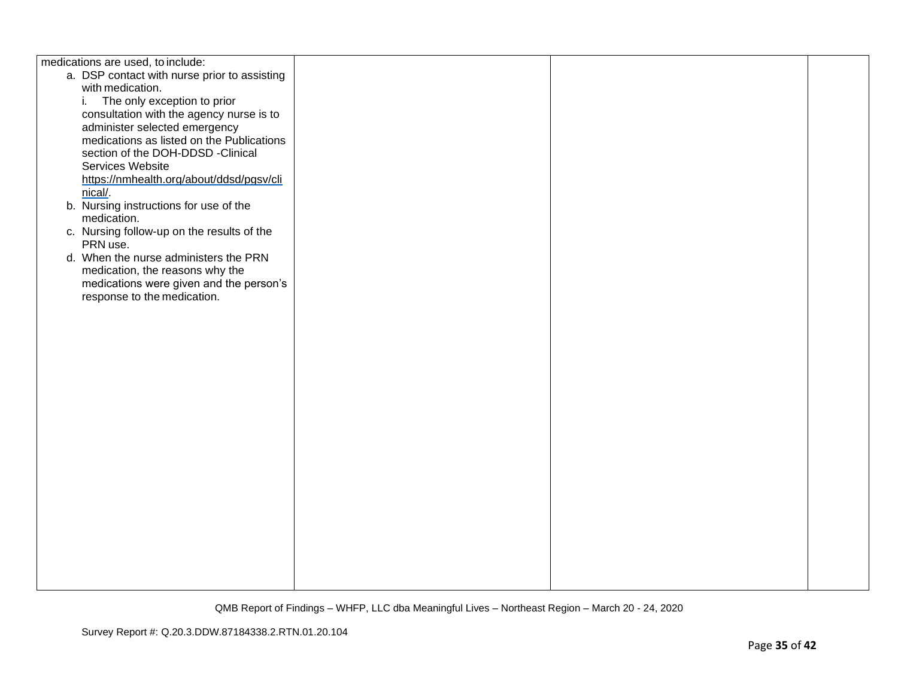| | | | |
|---|---|---|---|
| medications are used, to include:<br>a. DSP contact with nurse prior to assisting with medication.<br>i. The only exception to prior consultation with the agency nurse is to administer selected emergency medications as listed on the Publications section of the DOH-DDSD -Clinical Services Website https://nmhealth.org/about/ddsd/pgsv/clinical/.<br>b. Nursing instructions for use of the medication.<br>c. Nursing follow-up on the results of the PRN use.<br>d. When the nurse administers the PRN medication, the reasons why the medications were given and the person's response to the medication. | | | |

QMB Report of Findings – WHFP, LLC dba Meaningful Lives – Northeast Region – March 20 - 24, 2020

Survey Report #: Q.20.3.DDW.87184338.2.RTN.01.20.104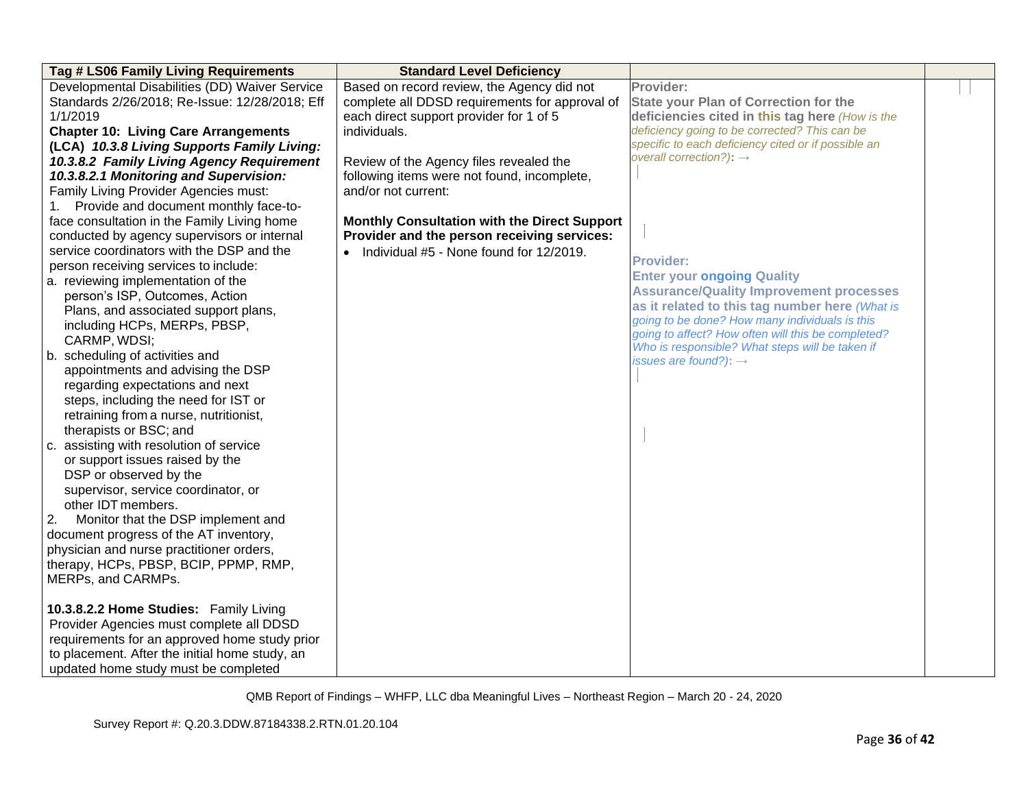| Tag # LS06 Family Living Requirements | Standard Level Deficiency | | |
|---|---|---|---|
| Developmental Disabilities (DD) Waiver Service Standards 2/26/2018; Re-Issue: 12/28/2018; Eff 1/1/2019<br>**Chapter 10: Living Care Arrangements (LCA)** ***10.3.8 Living Supports Family Living: 10.3.8.2 Family Living Agency Requirement 10.3.8.2.1 Monitoring and Supervision:***<br>Family Living Provider Agencies must:<br>1. Provide and document monthly face-to-face consultation in the Family Living home conducted by agency supervisors or internal service coordinators with the DSP and the person receiving services to include:<br>a. reviewing implementation of the person's ISP, Outcomes, Action Plans, and associated support plans, including HCPs, MERPs, PBSP, CARMP, WDSI;<br>b. scheduling of activities and appointments and advising the DSP regarding expectations and next steps, including the need for IST or retraining from a nurse, nutritionist, therapists or BSC; and<br>c. assisting with resolution of service or support issues raised by the DSP or observed by the supervisor, service coordinator, or other IDT members.<br>2. Monitor that the DSP implement and document progress of the AT inventory, physician and nurse practitioner orders, therapy, HCPs, PBSP, BCIP, PPMP, RMP, MERPs, and CARMPs.<br><br>**10.3.8.2.2 Home Studies:** Family Living Provider Agencies must complete all DDSD requirements for an approved home study prior to placement. After the initial home study, an updated home study must be completed | Based on record review, the Agency did not complete all DDSD requirements for approval of each direct support provider for 1 of 5 individuals.<br><br>Review of the Agency files revealed the following items were not found, incomplete, and/or not current:<br><br>**Monthly Consultation with the Direct Support Provider and the person receiving services:**<br>• Individual #5 - None found for 12/2019. | **Provider:**<br>**State your Plan of Correction for the deficiencies cited in this tag here** *(How is the deficiency going to be corrected? This can be specific to each deficiency cited or if possible an overall correction?):* →<br><br><br>**Provider:**<br>**Enter your ongoing Quality Assurance/Quality Improvement processes as it related to this tag number here** *(What is going to be done? How many individuals is this going to affect? How often will this be completed? Who is responsible? What steps will be taken if issues are found?):* → | |

QMB Report of Findings – WHFP, LLC dba Meaningful Lives – Northeast Region – March 20 - 24, 2020

Survey Report #: Q.20.3.DDW.87184338.2.RTN.01.20.104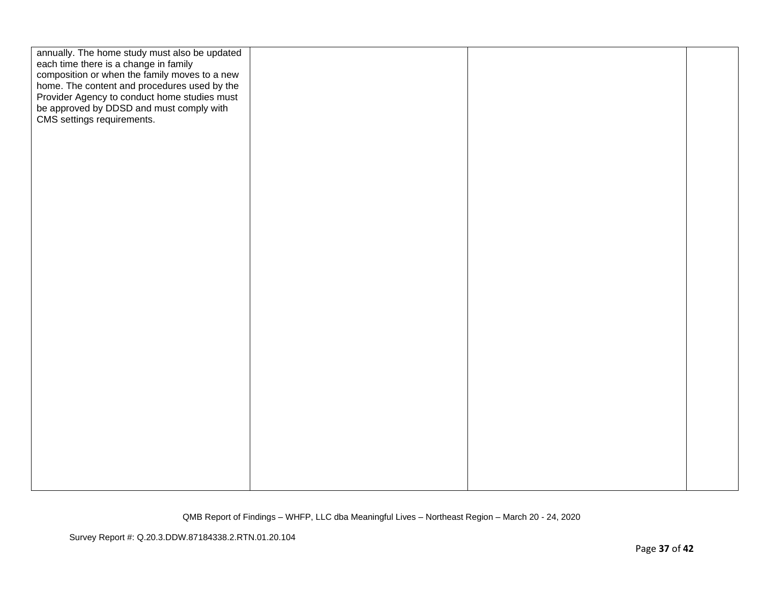| | | | |
|---|---|---|---|
| annually. The home study must also be updated each time there is a change in family composition or when the family moves to a new home. The content and procedures used by the Provider Agency to conduct home studies must be approved by DDSD and must comply with CMS settings requirements. | | | |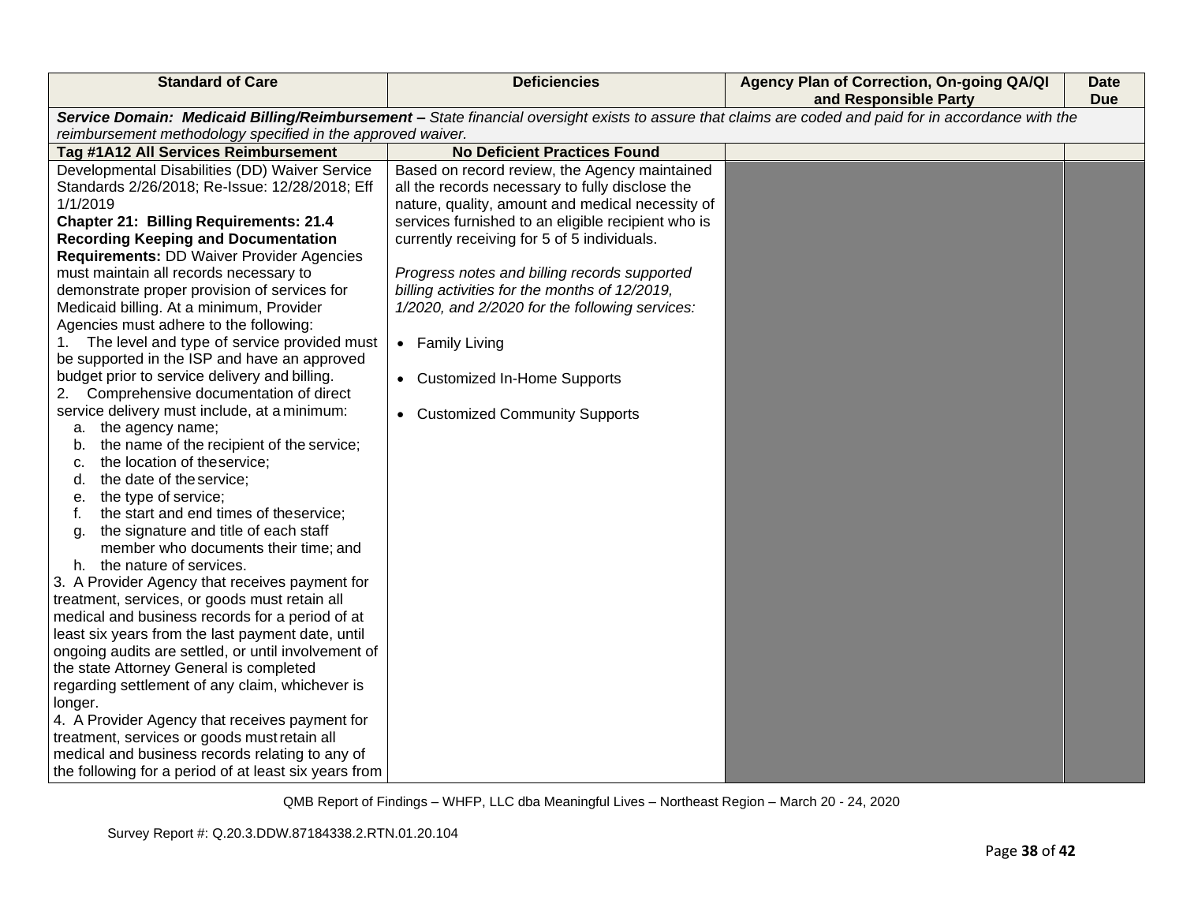| Standard of Care | Deficiencies | Agency Plan of Correction, On-going QA/QI and Responsible Party | Date Due |
|---|---|---|---|
| ***Service Domain: Medicaid Billing/Reimbursement –** State financial oversight exists to assure that claims are coded and paid for in accordance with the reimbursement methodology specified in the approved waiver.* | | | |
| **Tag #1A12 All Services Reimbursement** | **No Deficient Practices Found** | | |
| Developmental Disabilities (DD) Waiver Service Standards 2/26/2018; Re-Issue: 12/28/2018; Eff 1/1/2019<br>**Chapter 21: Billing Requirements: 21.4 Recording Keeping and Documentation Requirements:** DD Waiver Provider Agencies must maintain all records necessary to demonstrate proper provision of services for Medicaid billing. At a minimum, Provider Agencies must adhere to the following:<br>1. The level and type of service provided must be supported in the ISP and have an approved budget prior to service delivery and billing.<br>2. Comprehensive documentation of direct service delivery must include, at a minimum:<br>a. the agency name;<br>b. the name of the recipient of the service;<br>c. the location of the service;<br>d. the date of the service;<br>e. the type of service;<br>f. the start and end times of the service;<br>g. the signature and title of each staff member who documents their time; and<br>h. the nature of services.<br>3. A Provider Agency that receives payment for treatment, services, or goods must retain all medical and business records for a period of at least six years from the last payment date, until ongoing audits are settled, or until involvement of the state Attorney General is completed regarding settlement of any claim, whichever is longer.<br>4. A Provider Agency that receives payment for treatment, services or goods must retain all medical and business records relating to any of the following for a period of at least six years from | Based on record review, the Agency maintained all the records necessary to fully disclose the nature, quality, amount and medical necessity of services furnished to an eligible recipient who is currently receiving for 5 of 5 individuals.<br><br>*Progress notes and billing records supported billing activities for the months of 12/2019, 1/2020, and 2/2020 for the following services:*<br><br>• Family Living<br><br>• Customized In-Home Supports<br><br>• Customized Community Supports | | |

QMB Report of Findings – WHFP, LLC dba Meaningful Lives – Northeast Region – March 20 - 24, 2020

Survey Report #: Q.20.3.DDW.87184338.2.RTN.01.20.104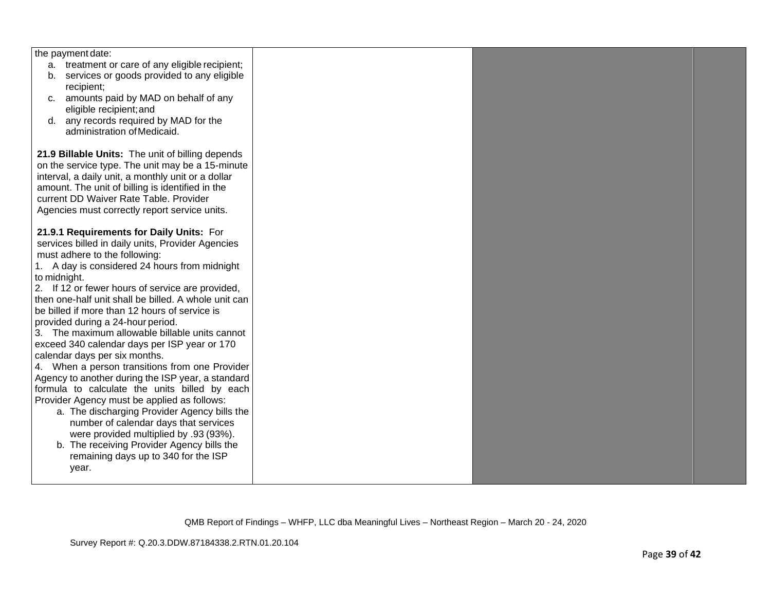| | | | |
|---|---|---|---|
| the payment date:<br>a. treatment or care of any eligible recipient;<br>b. services or goods provided to any eligible recipient;<br>c. amounts paid by MAD on behalf of any eligible recipient; and<br>d. any records required by MAD for the administration of Medicaid.<br><br>**21.9 Billable Units:** The unit of billing depends on the service type. The unit may be a 15-minute interval, a daily unit, a monthly unit or a dollar amount. The unit of billing is identified in the current DD Waiver Rate Table. Provider Agencies must correctly report service units.<br><br>**21.9.1 Requirements for Daily Units:** For services billed in daily units, Provider Agencies must adhere to the following:<br>1. A day is considered 24 hours from midnight to midnight.<br>2. If 12 or fewer hours of service are provided, then one-half unit shall be billed. A whole unit can be billed if more than 12 hours of service is provided during a 24-hour period.<br>3. The maximum allowable billable units cannot exceed 340 calendar days per ISP year or 170 calendar days per six months.<br>4. When a person transitions from one Provider Agency to another during the ISP year, a standard formula to calculate the units billed by each Provider Agency must be applied as follows:<br>a. The discharging Provider Agency bills the number of calendar days that services were provided multiplied by .93 (93%).<br>b. The receiving Provider Agency bills the remaining days up to 340 for the ISP year. | | | |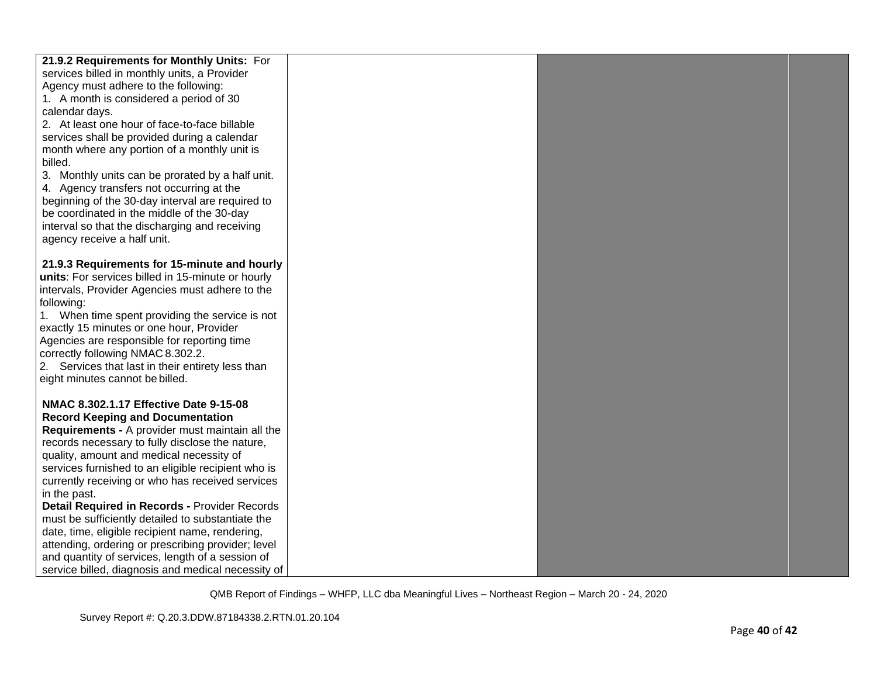| | | | |
|---|---|---|---|
| **21.9.2 Requirements for Monthly Units:** For services billed in monthly units, a Provider Agency must adhere to the following:<br>1. A month is considered a period of 30 calendar days.<br>2. At least one hour of face-to-face billable services shall be provided during a calendar month where any portion of a monthly unit is billed.<br>3. Monthly units can be prorated by a half unit.<br>4. Agency transfers not occurring at the beginning of the 30-day interval are required to be coordinated in the middle of the 30-day interval so that the discharging and receiving agency receive a half unit.<br><br>**21.9.3 Requirements for 15-minute and hourly units**: For services billed in 15-minute or hourly intervals, Provider Agencies must adhere to the following:<br>1. When time spent providing the service is not exactly 15 minutes or one hour, Provider Agencies are responsible for reporting time correctly following NMAC 8.302.2.<br>2. Services that last in their entirety less than eight minutes cannot be billed.<br><br>**NMAC 8.302.1.17 Effective Date 9-15-08 Record Keeping and Documentation Requirements -** A provider must maintain all the records necessary to fully disclose the nature, quality, amount and medical necessity of services furnished to an eligible recipient who is currently receiving or who has received services in the past.<br>**Detail Required in Records -** Provider Records must be sufficiently detailed to substantiate the date, time, eligible recipient name, rendering, attending, ordering or prescribing provider; level and quantity of services, length of a session of service billed, diagnosis and medical necessity of | | | |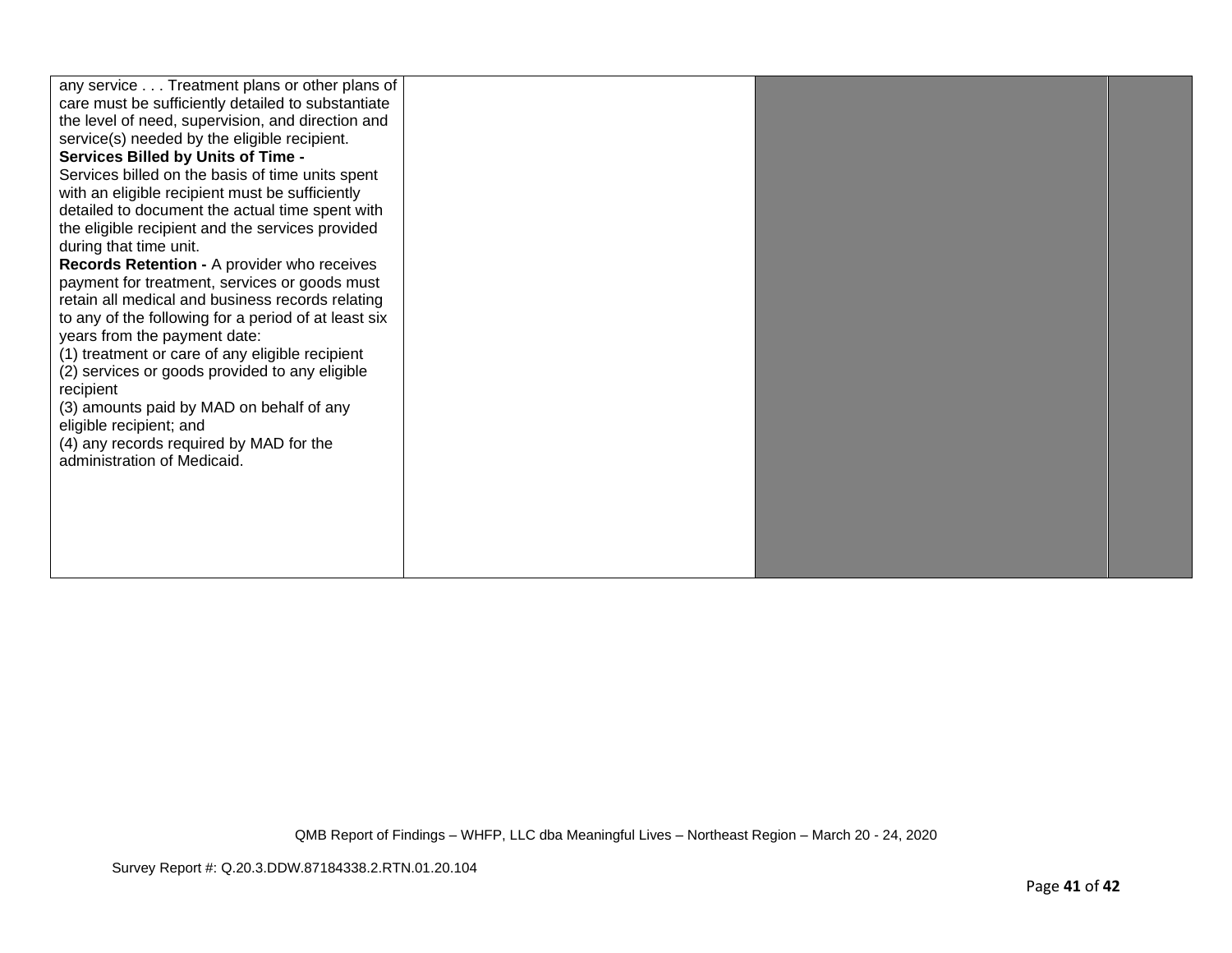| | | | |
|---|---|---|---|
| any service . . . Treatment plans or other plans of care must be sufficiently detailed to substantiate the level of need, supervision, and direction and service(s) needed by the eligible recipient.<br>**Services Billed by Units of Time -**<br>Services billed on the basis of time units spent with an eligible recipient must be sufficiently detailed to document the actual time spent with the eligible recipient and the services provided during that time unit.<br>**Records Retention -** A provider who receives payment for treatment, services or goods must retain all medical and business records relating to any of the following for a period of at least six years from the payment date:<br>(1) treatment or care of any eligible recipient<br>(2) services or goods provided to any eligible recipient<br>(3) amounts paid by MAD on behalf of any eligible recipient; and<br>(4) any records required by MAD for the administration of Medicaid. | | | |

QMB Report of Findings – WHFP, LLC dba Meaningful Lives – Northeast Region – March 20 - 24, 2020

Survey Report #: Q.20.3.DDW.87184338.2.RTN.01.20.104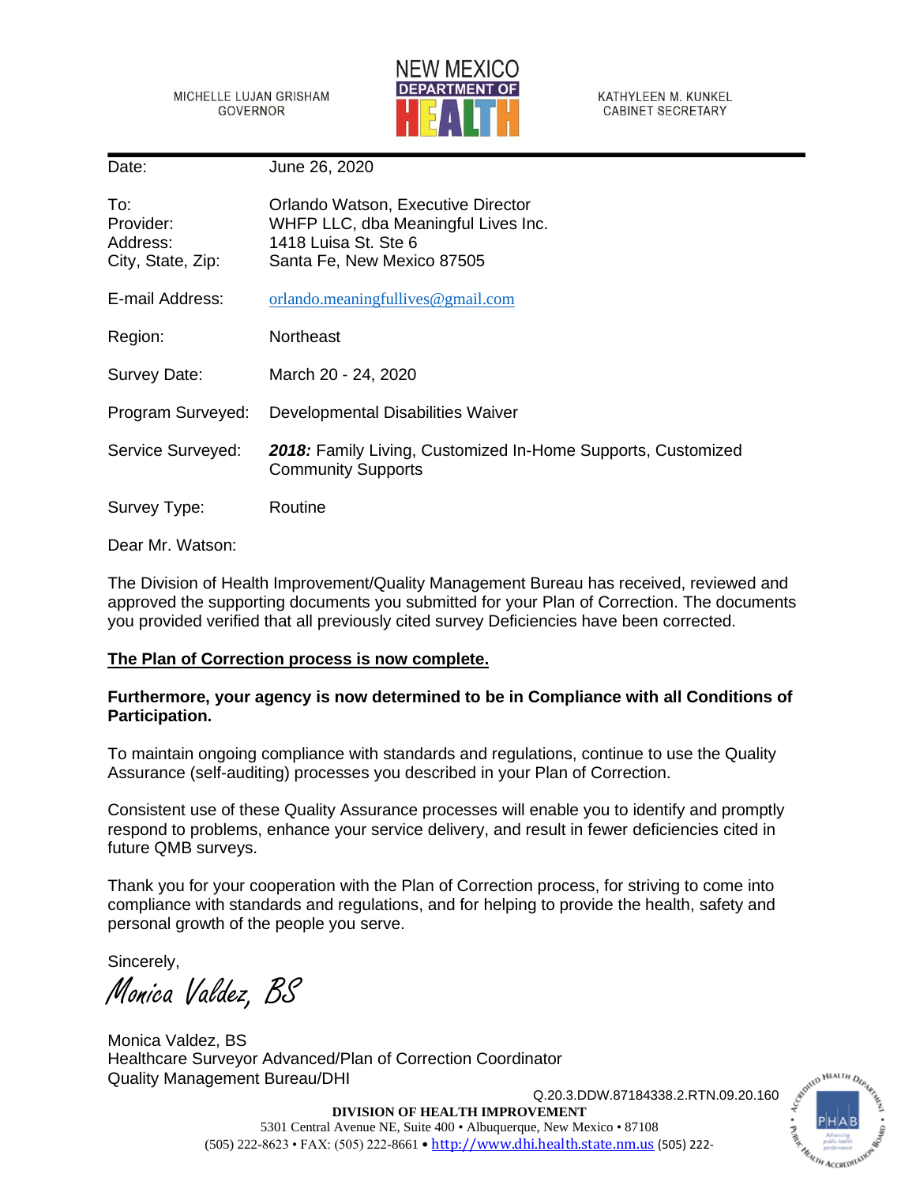MICHELLE LUJAN GRISHAM
GOVERNOR

NEW MEXICO
DEPARTMENT OF
HEALTH

KATHYLEEN M. KUNKEL
CABINET SECRETARY

| | |
|---|---|
| Date: | June 26, 2020 |
| To: | Orlando Watson, Executive Director |
| Provider: | WHFP LLC, dba Meaningful Lives Inc. |
| Address: | 1418 Luisa St. Ste 6 |
| City, State, Zip: | Santa Fe, New Mexico 87505 |
| E-mail Address: | orlando.meaningfullives@gmail.com |
| Region: | Northeast |
| Survey Date: | March 20 - 24, 2020 |
| Program Surveyed: | Developmental Disabilities Waiver |
| Service Surveyed: | ***2018:*** Family Living, Customized In-Home Supports, Customized Community Supports |
| Survey Type: | Routine |

Dear Mr. Watson:

The Division of Health Improvement/Quality Management Bureau has received, reviewed and approved the supporting documents you submitted for your Plan of Correction. The documents you provided verified that all previously cited survey Deficiencies have been corrected.

**The Plan of Correction process is now complete.**

**Furthermore, your agency is now determined to be in Compliance with all Conditions of Participation.**

To maintain ongoing compliance with standards and regulations, continue to use the Quality Assurance (self-auditing) processes you described in your Plan of Correction.

Consistent use of these Quality Assurance processes will enable you to identify and promptly respond to problems, enhance your service delivery, and result in fewer deficiencies cited in future QMB surveys.

Thank you for your cooperation with the Plan of Correction process, for striving to come into compliance with standards and regulations, and for helping to provide the health, safety and personal growth of the people you serve.

Sincerely,

*Monica Valdez, BS*

Monica Valdez, BS
Healthcare Surveyor Advanced/Plan of Correction Coordinator
Quality Management Bureau/DHI

Q.20.3.DDW.87184338.2.RTN.09.20.160

**DIVISION OF HEALTH IMPROVEMENT**
5301 Central Avenue NE, Suite 400 • Albuquerque, New Mexico • 87108
(505) 222-8623 • FAX: (505) 222-8661 • http://www.dhi.health.state.nm.us (505) 222-